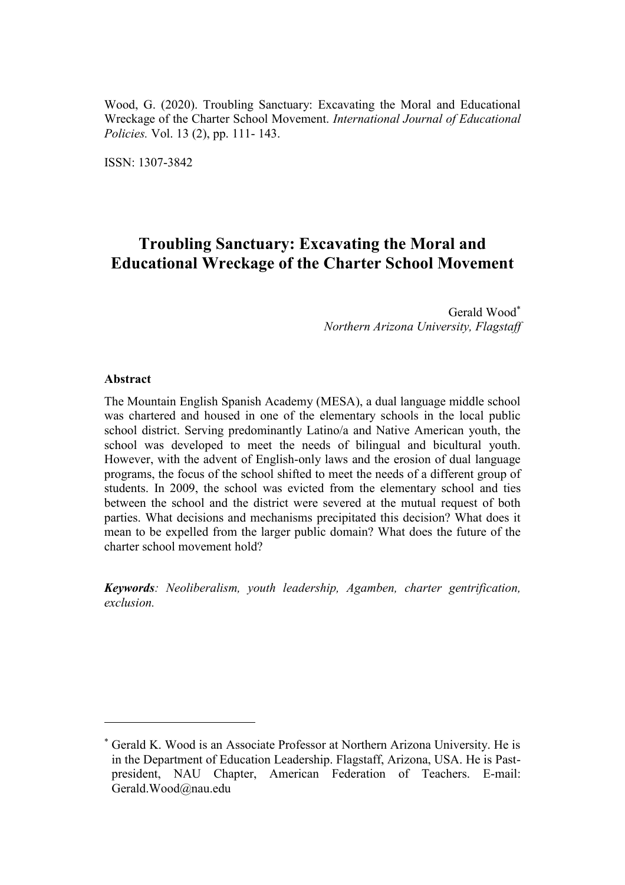Wood, G. (2020). Troubling Sanctuary: Excavating the Moral and Educational Wreckage of the Charter School Movement. *International Journal of Educational Policies.* Vol. 13 (2), pp. 111- 143.

ISSN: 1307-3842

# Troubling Sanctuary: Excavating the Moral and Educational Wreckage of the Charter School Movement

Gerald Wood[*]
*Northern Arizona University, Flagstaff*

**Abstract**

The Mountain English Spanish Academy (MESA), a dual language middle school was chartered and housed in one of the elementary schools in the local public school district. Serving predominantly Latino/a and Native American youth, the school was developed to meet the needs of bilingual and bicultural youth. However, with the advent of English-only laws and the erosion of dual language programs, the focus of the school shifted to meet the needs of a different group of students. In 2009, the school was evicted from the elementary school and ties between the school and the district were severed at the mutual request of both parties. What decisions and mechanisms precipitated this decision? What does it mean to be expelled from the larger public domain? What does the future of the charter school movement hold?

***Keywords****: Neoliberalism, youth leadership, Agamben, charter gentrification, exclusion.*

---

[*] Gerald K. Wood is an Associate Professor at Northern Arizona University. He is in the Department of Education Leadership. Flagstaff, Arizona, USA. He is Past-president, NAU Chapter, American Federation of Teachers. E-mail: Gerald.Wood@nau.edu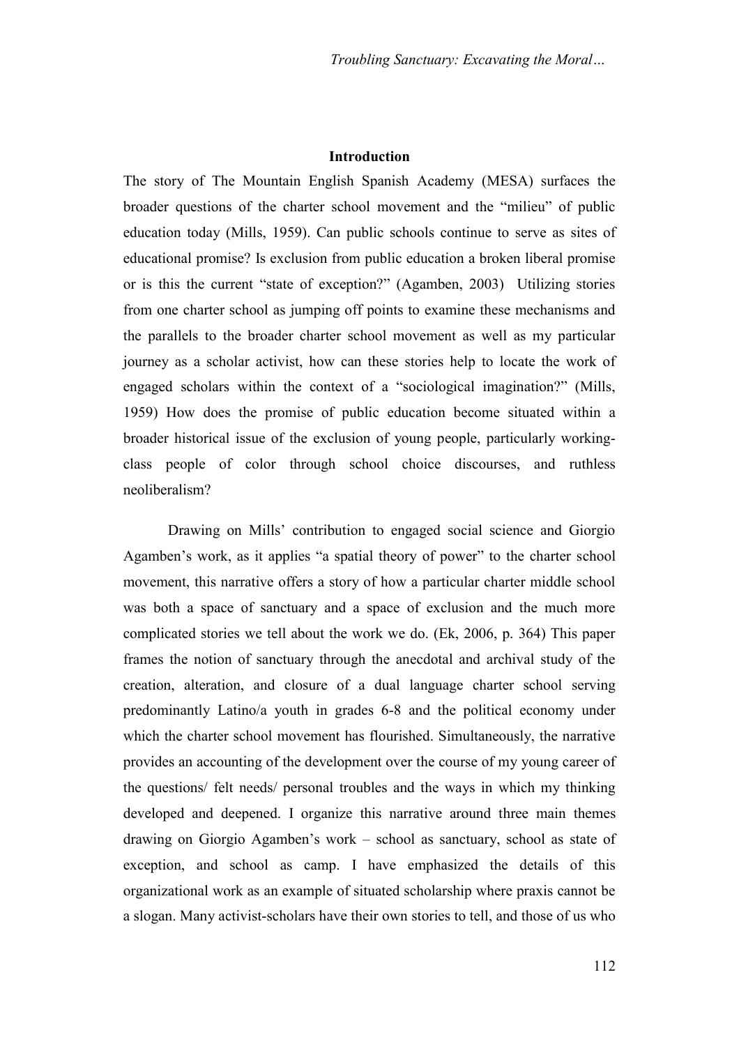## Introduction

The story of The Mountain English Spanish Academy (MESA) surfaces the broader questions of the charter school movement and the "milieu" of public education today (Mills, 1959). Can public schools continue to serve as sites of educational promise? Is exclusion from public education a broken liberal promise or is this the current "state of exception?" (Agamben, 2003) Utilizing stories from one charter school as jumping off points to examine these mechanisms and the parallels to the broader charter school movement as well as my particular journey as a scholar activist, how can these stories help to locate the work of engaged scholars within the context of a "sociological imagination?" (Mills, 1959) How does the promise of public education become situated within a broader historical issue of the exclusion of young people, particularly working-class people of color through school choice discourses, and ruthless neoliberalism?

Drawing on Mills' contribution to engaged social science and Giorgio Agamben's work, as it applies "a spatial theory of power" to the charter school movement, this narrative offers a story of how a particular charter middle school was both a space of sanctuary and a space of exclusion and the much more complicated stories we tell about the work we do. (Ek, 2006, p. 364) This paper frames the notion of sanctuary through the anecdotal and archival study of the creation, alteration, and closure of a dual language charter school serving predominantly Latino/a youth in grades 6-8 and the political economy under which the charter school movement has flourished. Simultaneously, the narrative provides an accounting of the development over the course of my young career of the questions/ felt needs/ personal troubles and the ways in which my thinking developed and deepened. I organize this narrative around three main themes drawing on Giorgio Agamben's work – school as sanctuary, school as state of exception, and school as camp. I have emphasized the details of this organizational work as an example of situated scholarship where praxis cannot be a slogan. Many activist-scholars have their own stories to tell, and those of us who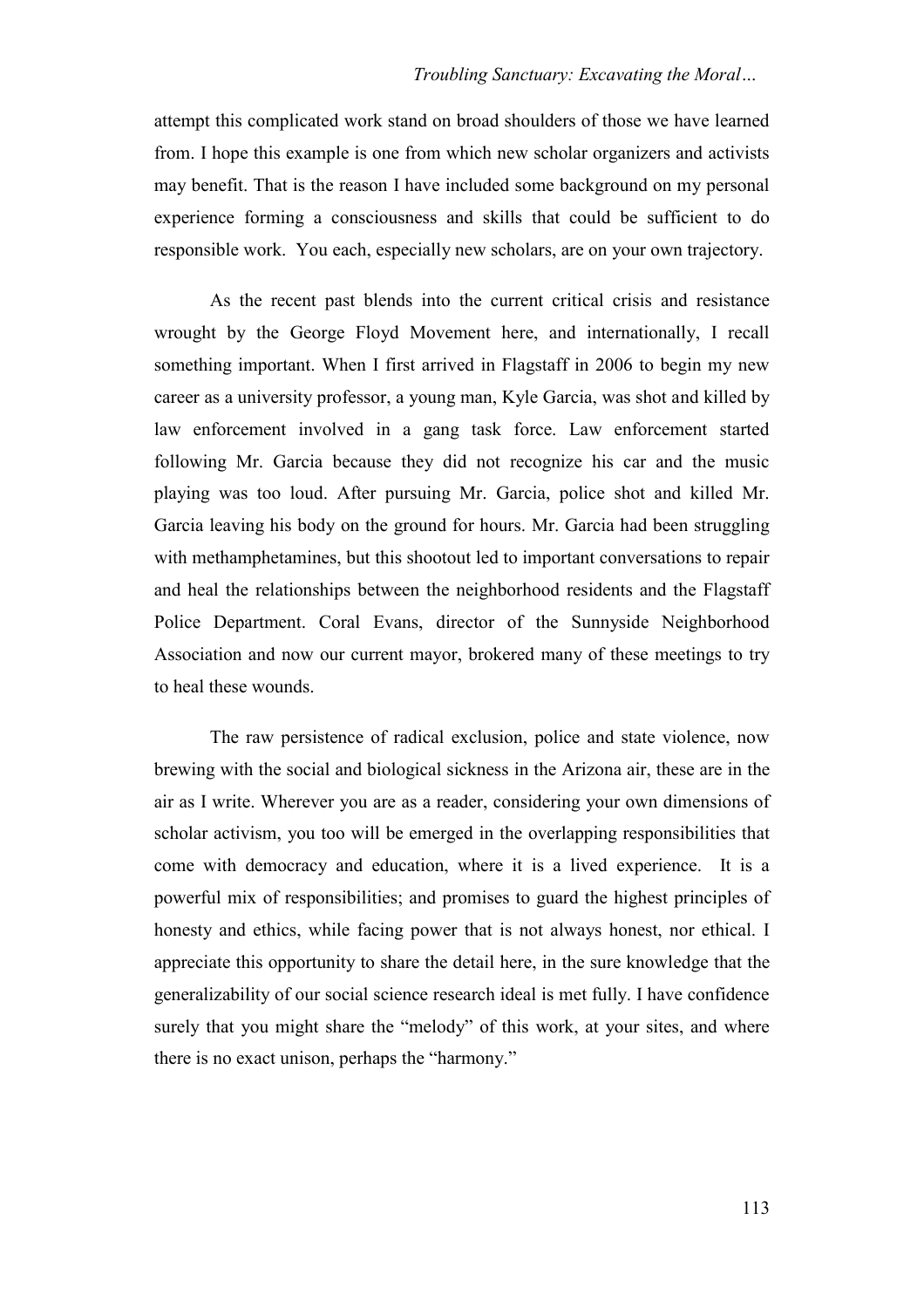attempt this complicated work stand on broad shoulders of those we have learned from. I hope this example is one from which new scholar organizers and activists may benefit. That is the reason I have included some background on my personal experience forming a consciousness and skills that could be sufficient to do responsible work. You each, especially new scholars, are on your own trajectory.

As the recent past blends into the current critical crisis and resistance wrought by the George Floyd Movement here, and internationally, I recall something important. When I first arrived in Flagstaff in 2006 to begin my new career as a university professor, a young man, Kyle Garcia, was shot and killed by law enforcement involved in a gang task force. Law enforcement started following Mr. Garcia because they did not recognize his car and the music playing was too loud. After pursuing Mr. Garcia, police shot and killed Mr. Garcia leaving his body on the ground for hours. Mr. Garcia had been struggling with methamphetamines, but this shootout led to important conversations to repair and heal the relationships between the neighborhood residents and the Flagstaff Police Department. Coral Evans, director of the Sunnyside Neighborhood Association and now our current mayor, brokered many of these meetings to try to heal these wounds.

The raw persistence of radical exclusion, police and state violence, now brewing with the social and biological sickness in the Arizona air, these are in the air as I write. Wherever you are as a reader, considering your own dimensions of scholar activism, you too will be emerged in the overlapping responsibilities that come with democracy and education, where it is a lived experience. It is a powerful mix of responsibilities; and promises to guard the highest principles of honesty and ethics, while facing power that is not always honest, nor ethical. I appreciate this opportunity to share the detail here, in the sure knowledge that the generalizability of our social science research ideal is met fully. I have confidence surely that you might share the "melody" of this work, at your sites, and where there is no exact unison, perhaps the "harmony."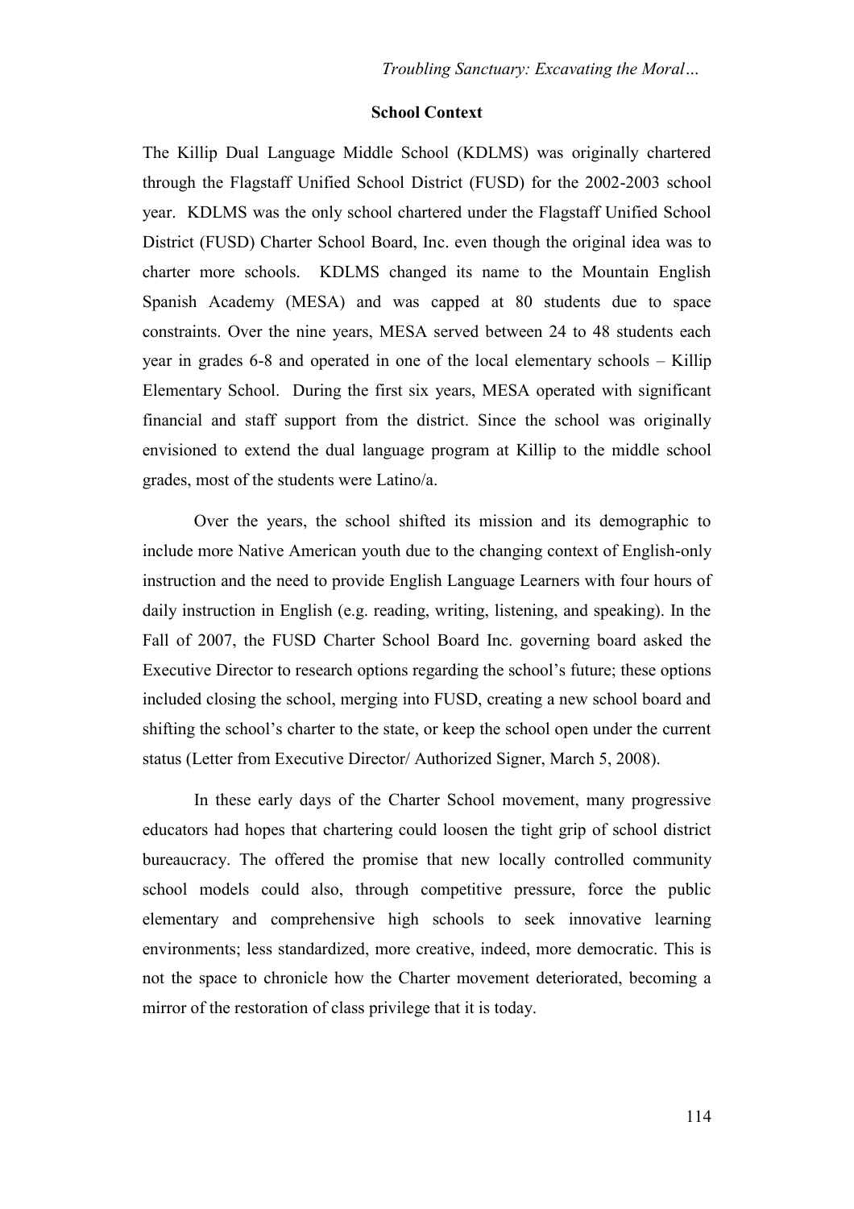## School Context

The Killip Dual Language Middle School (KDLMS) was originally chartered through the Flagstaff Unified School District (FUSD) for the 2002-2003 school year. KDLMS was the only school chartered under the Flagstaff Unified School District (FUSD) Charter School Board, Inc. even though the original idea was to charter more schools. KDLMS changed its name to the Mountain English Spanish Academy (MESA) and was capped at 80 students due to space constraints. Over the nine years, MESA served between 24 to 48 students each year in grades 6-8 and operated in one of the local elementary schools – Killip Elementary School. During the first six years, MESA operated with significant financial and staff support from the district. Since the school was originally envisioned to extend the dual language program at Killip to the middle school grades, most of the students were Latino/a.

Over the years, the school shifted its mission and its demographic to include more Native American youth due to the changing context of English-only instruction and the need to provide English Language Learners with four hours of daily instruction in English (e.g. reading, writing, listening, and speaking). In the Fall of 2007, the FUSD Charter School Board Inc. governing board asked the Executive Director to research options regarding the school's future; these options included closing the school, merging into FUSD, creating a new school board and shifting the school's charter to the state, or keep the school open under the current status (Letter from Executive Director/ Authorized Signer, March 5, 2008).

In these early days of the Charter School movement, many progressive educators had hopes that chartering could loosen the tight grip of school district bureaucracy. The offered the promise that new locally controlled community school models could also, through competitive pressure, force the public elementary and comprehensive high schools to seek innovative learning environments; less standardized, more creative, indeed, more democratic. This is not the space to chronicle how the Charter movement deteriorated, becoming a mirror of the restoration of class privilege that it is today.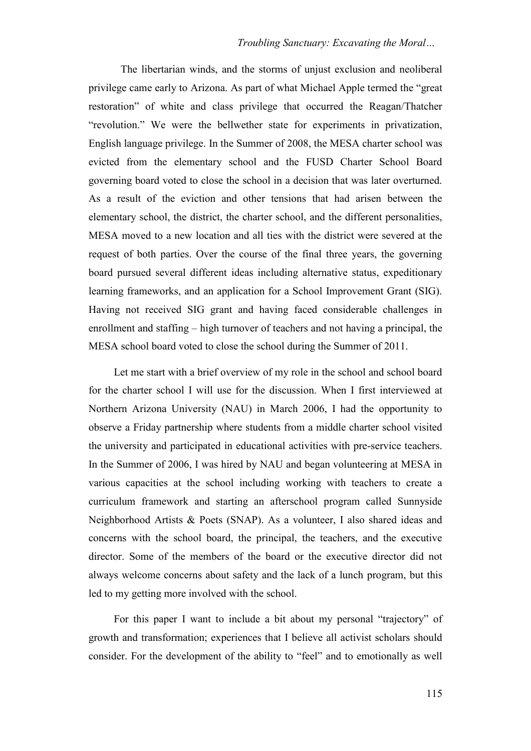The libertarian winds, and the storms of unjust exclusion and neoliberal privilege came early to Arizona. As part of what Michael Apple termed the "great restoration" of white and class privilege that occurred the Reagan/Thatcher "revolution." We were the bellwether state for experiments in privatization, English language privilege. In the Summer of 2008, the MESA charter school was evicted from the elementary school and the FUSD Charter School Board governing board voted to close the school in a decision that was later overturned. As a result of the eviction and other tensions that had arisen between the elementary school, the district, the charter school, and the different personalities, MESA moved to a new location and all ties with the district were severed at the request of both parties. Over the course of the final three years, the governing board pursued several different ideas including alternative status, expeditionary learning frameworks, and an application for a School Improvement Grant (SIG). Having not received SIG grant and having faced considerable challenges in enrollment and staffing – high turnover of teachers and not having a principal, the MESA school board voted to close the school during the Summer of 2011.

Let me start with a brief overview of my role in the school and school board for the charter school I will use for the discussion. When I first interviewed at Northern Arizona University (NAU) in March 2006, I had the opportunity to observe a Friday partnership where students from a middle charter school visited the university and participated in educational activities with pre-service teachers. In the Summer of 2006, I was hired by NAU and began volunteering at MESA in various capacities at the school including working with teachers to create a curriculum framework and starting an afterschool program called Sunnyside Neighborhood Artists & Poets (SNAP). As a volunteer, I also shared ideas and concerns with the school board, the principal, the teachers, and the executive director. Some of the members of the board or the executive director did not always welcome concerns about safety and the lack of a lunch program, but this led to my getting more involved with the school.

For this paper I want to include a bit about my personal "trajectory" of growth and transformation; experiences that I believe all activist scholars should consider. For the development of the ability to "feel" and to emotionally as well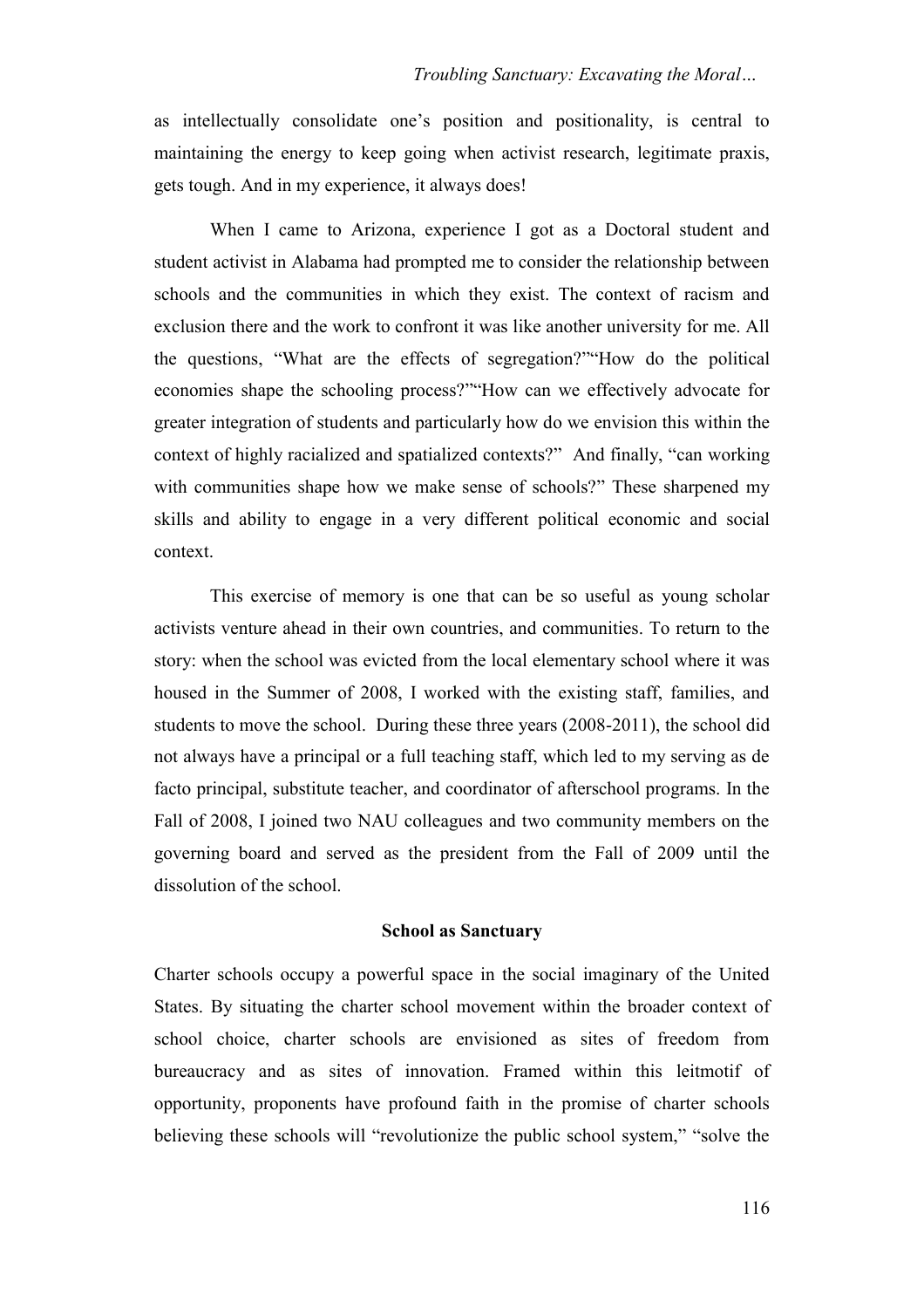as intellectually consolidate one's position and positionality, is central to maintaining the energy to keep going when activist research, legitimate praxis, gets tough. And in my experience, it always does!

When I came to Arizona, experience I got as a Doctoral student and student activist in Alabama had prompted me to consider the relationship between schools and the communities in which they exist. The context of racism and exclusion there and the work to confront it was like another university for me. All the questions, "What are the effects of segregation?""How do the political economies shape the schooling process?""How can we effectively advocate for greater integration of students and particularly how do we envision this within the context of highly racialized and spatialized contexts?" And finally, "can working with communities shape how we make sense of schools?" These sharpened my skills and ability to engage in a very different political economic and social context.

This exercise of memory is one that can be so useful as young scholar activists venture ahead in their own countries, and communities. To return to the story: when the school was evicted from the local elementary school where it was housed in the Summer of 2008, I worked with the existing staff, families, and students to move the school. During these three years (2008-2011), the school did not always have a principal or a full teaching staff, which led to my serving as de facto principal, substitute teacher, and coordinator of afterschool programs. In the Fall of 2008, I joined two NAU colleagues and two community members on the governing board and served as the president from the Fall of 2009 until the dissolution of the school.

## School as Sanctuary

Charter schools occupy a powerful space in the social imaginary of the United States. By situating the charter school movement within the broader context of school choice, charter schools are envisioned as sites of freedom from bureaucracy and as sites of innovation. Framed within this leitmotif of opportunity, proponents have profound faith in the promise of charter schools believing these schools will "revolutionize the public school system," "solve the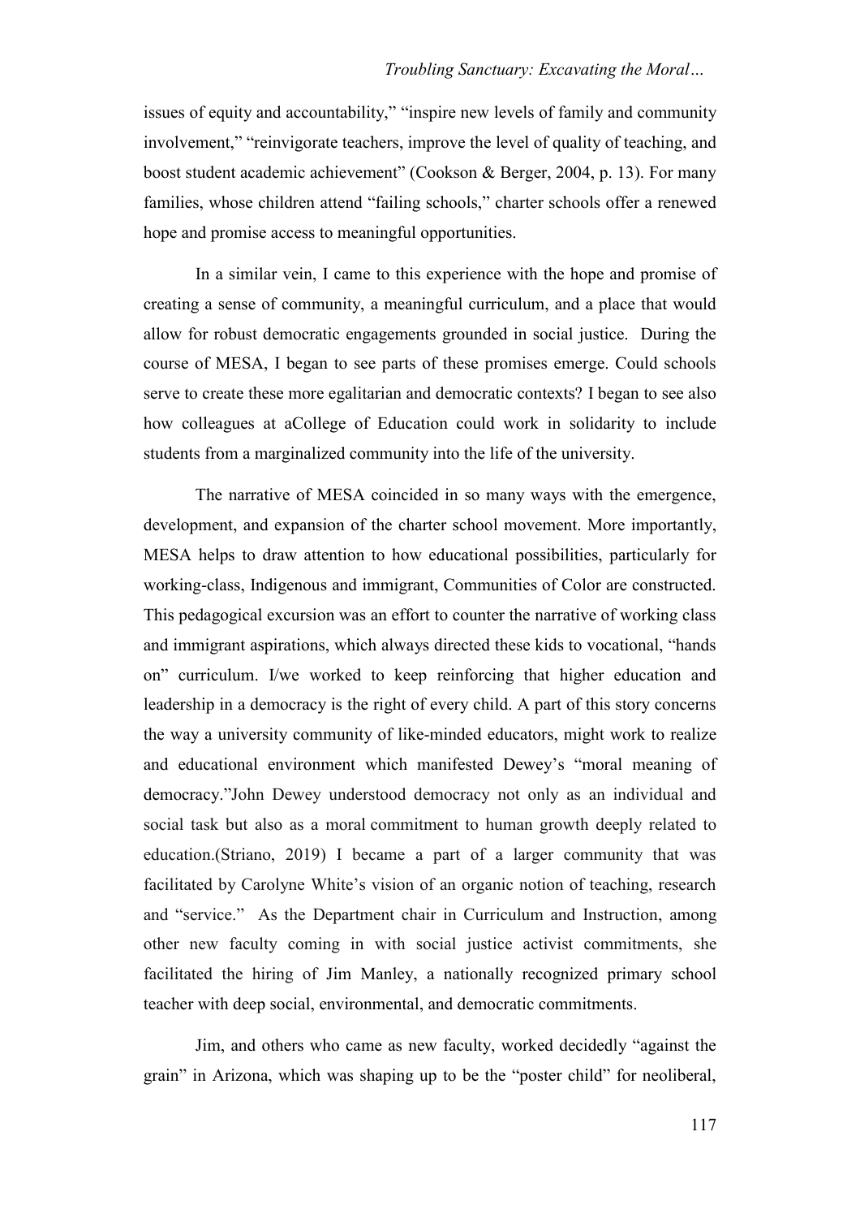issues of equity and accountability," "inspire new levels of family and community involvement," "reinvigorate teachers, improve the level of quality of teaching, and boost student academic achievement" (Cookson & Berger, 2004, p. 13). For many families, whose children attend "failing schools," charter schools offer a renewed hope and promise access to meaningful opportunities.

In a similar vein, I came to this experience with the hope and promise of creating a sense of community, a meaningful curriculum, and a place that would allow for robust democratic engagements grounded in social justice. During the course of MESA, I began to see parts of these promises emerge. Could schools serve to create these more egalitarian and democratic contexts? I began to see also how colleagues at aCollege of Education could work in solidarity to include students from a marginalized community into the life of the university.

The narrative of MESA coincided in so many ways with the emergence, development, and expansion of the charter school movement. More importantly, MESA helps to draw attention to how educational possibilities, particularly for working-class, Indigenous and immigrant, Communities of Color are constructed. This pedagogical excursion was an effort to counter the narrative of working class and immigrant aspirations, which always directed these kids to vocational, "hands on" curriculum. I/we worked to keep reinforcing that higher education and leadership in a democracy is the right of every child. A part of this story concerns the way a university community of like-minded educators, might work to realize and educational environment which manifested Dewey's "moral meaning of democracy."John Dewey understood democracy not only as an individual and social task but also as a moral commitment to human growth deeply related to education.(Striano, 2019) I became a part of a larger community that was facilitated by Carolyne White's vision of an organic notion of teaching, research and "service." As the Department chair in Curriculum and Instruction, among other new faculty coming in with social justice activist commitments, she facilitated the hiring of Jim Manley, a nationally recognized primary school teacher with deep social, environmental, and democratic commitments.

Jim, and others who came as new faculty, worked decidedly "against the grain" in Arizona, which was shaping up to be the "poster child" for neoliberal,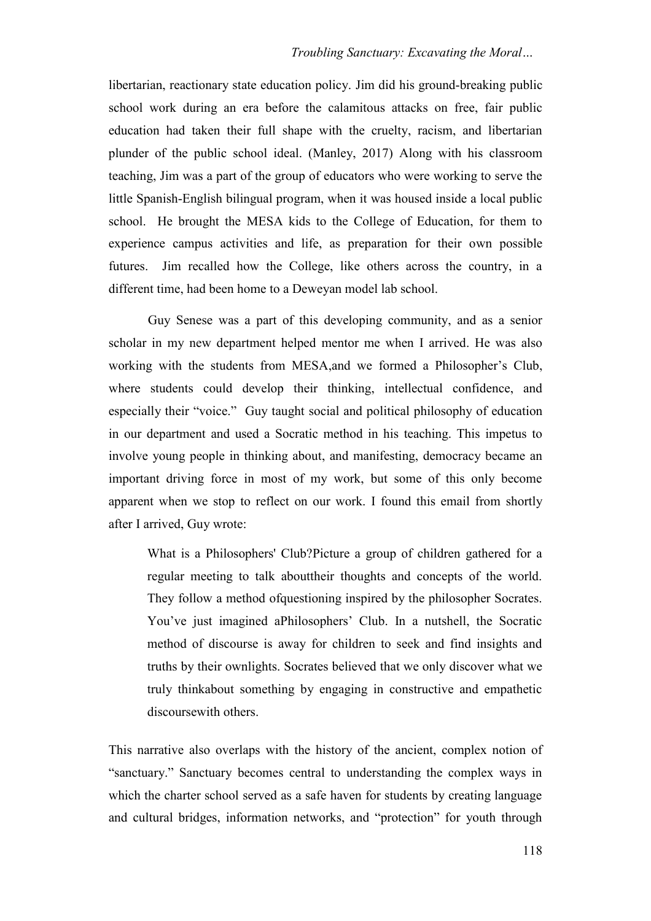libertarian, reactionary state education policy. Jim did his ground-breaking public school work during an era before the calamitous attacks on free, fair public education had taken their full shape with the cruelty, racism, and libertarian plunder of the public school ideal. (Manley, 2017) Along with his classroom teaching, Jim was a part of the group of educators who were working to serve the little Spanish-English bilingual program, when it was housed inside a local public school. He brought the MESA kids to the College of Education, for them to experience campus activities and life, as preparation for their own possible futures. Jim recalled how the College, like others across the country, in a different time, had been home to a Deweyan model lab school.

Guy Senese was a part of this developing community, and as a senior scholar in my new department helped mentor me when I arrived. He was also working with the students from MESA,and we formed a Philosopher's Club, where students could develop their thinking, intellectual confidence, and especially their "voice." Guy taught social and political philosophy of education in our department and used a Socratic method in his teaching. This impetus to involve young people in thinking about, and manifesting, democracy became an important driving force in most of my work, but some of this only become apparent when we stop to reflect on our work. I found this email from shortly after I arrived, Guy wrote:

> What is a Philosophers' Club?Picture a group of children gathered for a regular meeting to talk abouttheir thoughts and concepts of the world. They follow a method ofquestioning inspired by the philosopher Socrates. You've just imagined aPhilosophers' Club. In a nutshell, the Socratic method of discourse is away for children to seek and find insights and truths by their ownlights. Socrates believed that we only discover what we truly thinkabout something by engaging in constructive and empathetic discoursewith others.

This narrative also overlaps with the history of the ancient, complex notion of "sanctuary." Sanctuary becomes central to understanding the complex ways in which the charter school served as a safe haven for students by creating language and cultural bridges, information networks, and "protection" for youth through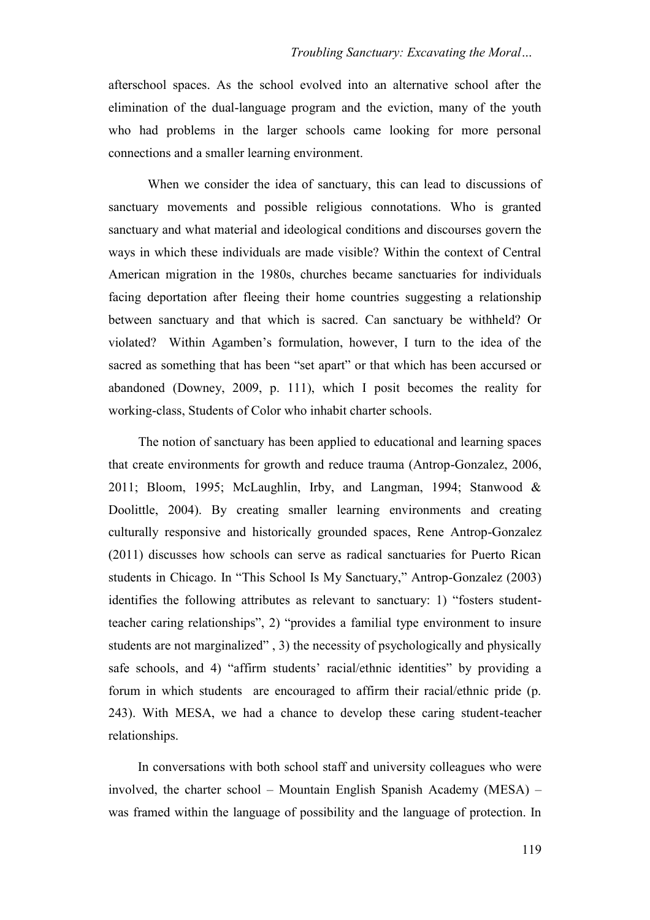afterschool spaces. As the school evolved into an alternative school after the elimination of the dual-language program and the eviction, many of the youth who had problems in the larger schools came looking for more personal connections and a smaller learning environment.

When we consider the idea of sanctuary, this can lead to discussions of sanctuary movements and possible religious connotations. Who is granted sanctuary and what material and ideological conditions and discourses govern the ways in which these individuals are made visible? Within the context of Central American migration in the 1980s, churches became sanctuaries for individuals facing deportation after fleeing their home countries suggesting a relationship between sanctuary and that which is sacred. Can sanctuary be withheld? Or violated? Within Agamben's formulation, however, I turn to the idea of the sacred as something that has been "set apart" or that which has been accursed or abandoned (Downey, 2009, p. 111), which I posit becomes the reality for working-class, Students of Color who inhabit charter schools.

The notion of sanctuary has been applied to educational and learning spaces that create environments for growth and reduce trauma (Antrop-Gonzalez, 2006, 2011; Bloom, 1995; McLaughlin, Irby, and Langman, 1994; Stanwood & Doolittle, 2004). By creating smaller learning environments and creating culturally responsive and historically grounded spaces, Rene Antrop-Gonzalez (2011) discusses how schools can serve as radical sanctuaries for Puerto Rican students in Chicago. In "This School Is My Sanctuary," Antrop-Gonzalez (2003) identifies the following attributes as relevant to sanctuary: 1) "fosters student-teacher caring relationships", 2) "provides a familial type environment to insure students are not marginalized" , 3) the necessity of psychologically and physically safe schools, and 4) "affirm students' racial/ethnic identities" by providing a forum in which students are encouraged to affirm their racial/ethnic pride (p. 243). With MESA, we had a chance to develop these caring student-teacher relationships.

In conversations with both school staff and university colleagues who were involved, the charter school – Mountain English Spanish Academy (MESA) – was framed within the language of possibility and the language of protection. In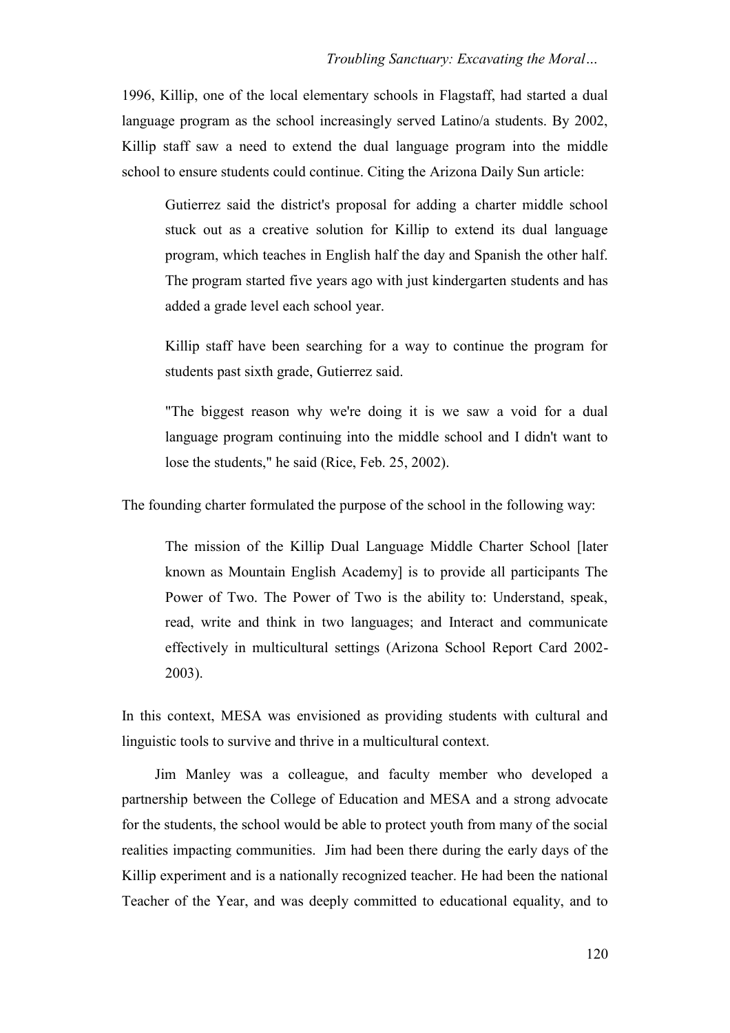1996, Killip, one of the local elementary schools in Flagstaff, had started a dual language program as the school increasingly served Latino/a students. By 2002, Killip staff saw a need to extend the dual language program into the middle school to ensure students could continue. Citing the Arizona Daily Sun article:

> Gutierrez said the district's proposal for adding a charter middle school stuck out as a creative solution for Killip to extend its dual language program, which teaches in English half the day and Spanish the other half. The program started five years ago with just kindergarten students and has added a grade level each school year.
>
> Killip staff have been searching for a way to continue the program for students past sixth grade, Gutierrez said.
>
> "The biggest reason why we're doing it is we saw a void for a dual language program continuing into the middle school and I didn't want to lose the students," he said (Rice, Feb. 25, 2002).

The founding charter formulated the purpose of the school in the following way:

> The mission of the Killip Dual Language Middle Charter School [later known as Mountain English Academy] is to provide all participants The Power of Two. The Power of Two is the ability to: Understand, speak, read, write and think in two languages; and Interact and communicate effectively in multicultural settings (Arizona School Report Card 2002-2003).

In this context, MESA was envisioned as providing students with cultural and linguistic tools to survive and thrive in a multicultural context.

Jim Manley was a colleague, and faculty member who developed a partnership between the College of Education and MESA and a strong advocate for the students, the school would be able to protect youth from many of the social realities impacting communities. Jim had been there during the early days of the Killip experiment and is a nationally recognized teacher. He had been the national Teacher of the Year, and was deeply committed to educational equality, and to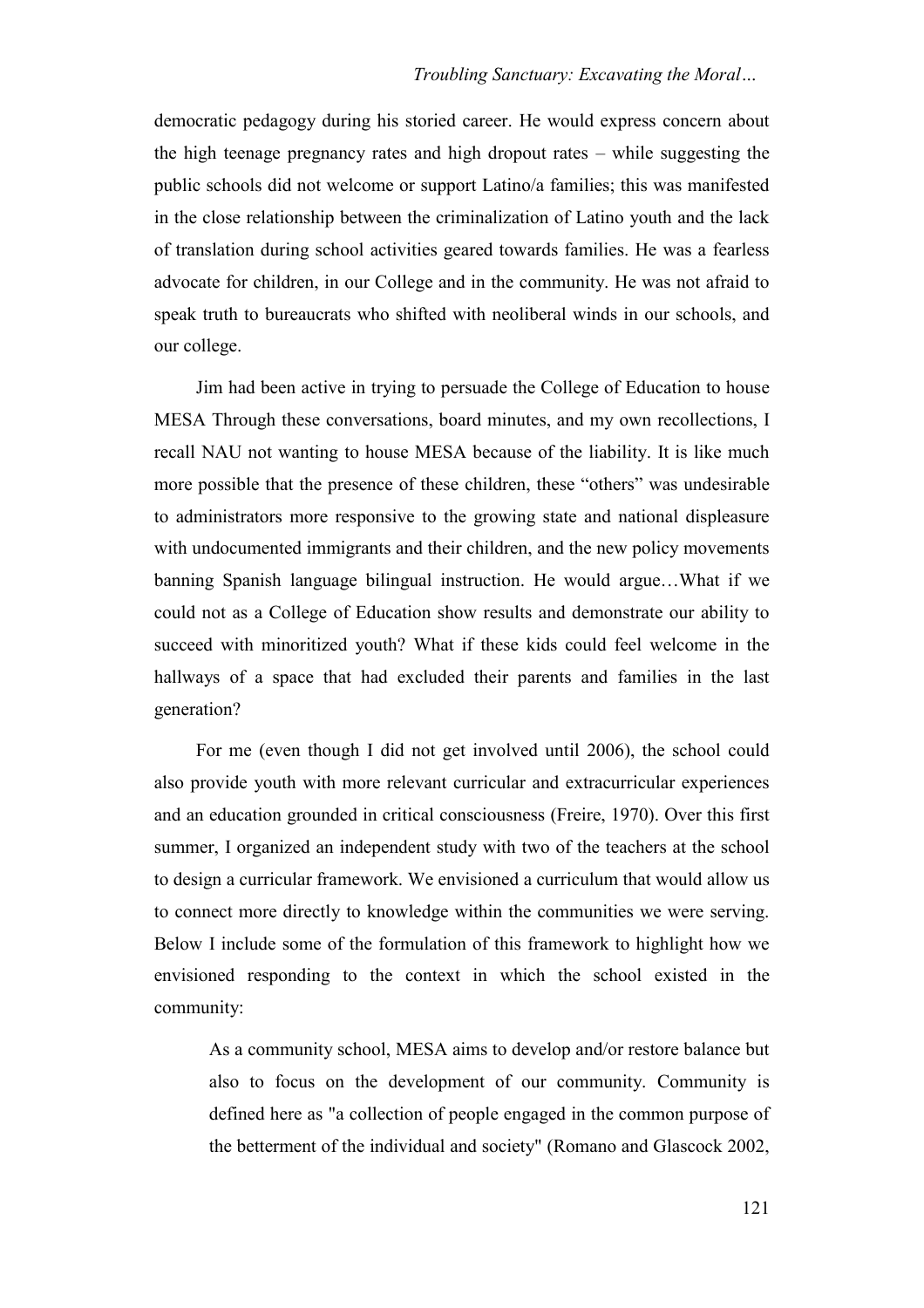democratic pedagogy during his storied career. He would express concern about the high teenage pregnancy rates and high dropout rates – while suggesting the public schools did not welcome or support Latino/a families; this was manifested in the close relationship between the criminalization of Latino youth and the lack of translation during school activities geared towards families. He was a fearless advocate for children, in our College and in the community. He was not afraid to speak truth to bureaucrats who shifted with neoliberal winds in our schools, and our college.

Jim had been active in trying to persuade the College of Education to house MESA Through these conversations, board minutes, and my own recollections, I recall NAU not wanting to house MESA because of the liability. It is like much more possible that the presence of these children, these "others" was undesirable to administrators more responsive to the growing state and national displeasure with undocumented immigrants and their children, and the new policy movements banning Spanish language bilingual instruction. He would argue…What if we could not as a College of Education show results and demonstrate our ability to succeed with minoritized youth? What if these kids could feel welcome in the hallways of a space that had excluded their parents and families in the last generation?

For me (even though I did not get involved until 2006), the school could also provide youth with more relevant curricular and extracurricular experiences and an education grounded in critical consciousness (Freire, 1970). Over this first summer, I organized an independent study with two of the teachers at the school to design a curricular framework. We envisioned a curriculum that would allow us to connect more directly to knowledge within the communities we were serving. Below I include some of the formulation of this framework to highlight how we envisioned responding to the context in which the school existed in the community:

> As a community school, MESA aims to develop and/or restore balance but also to focus on the development of our community. Community is defined here as "a collection of people engaged in the common purpose of the betterment of the individual and society" (Romano and Glascock 2002,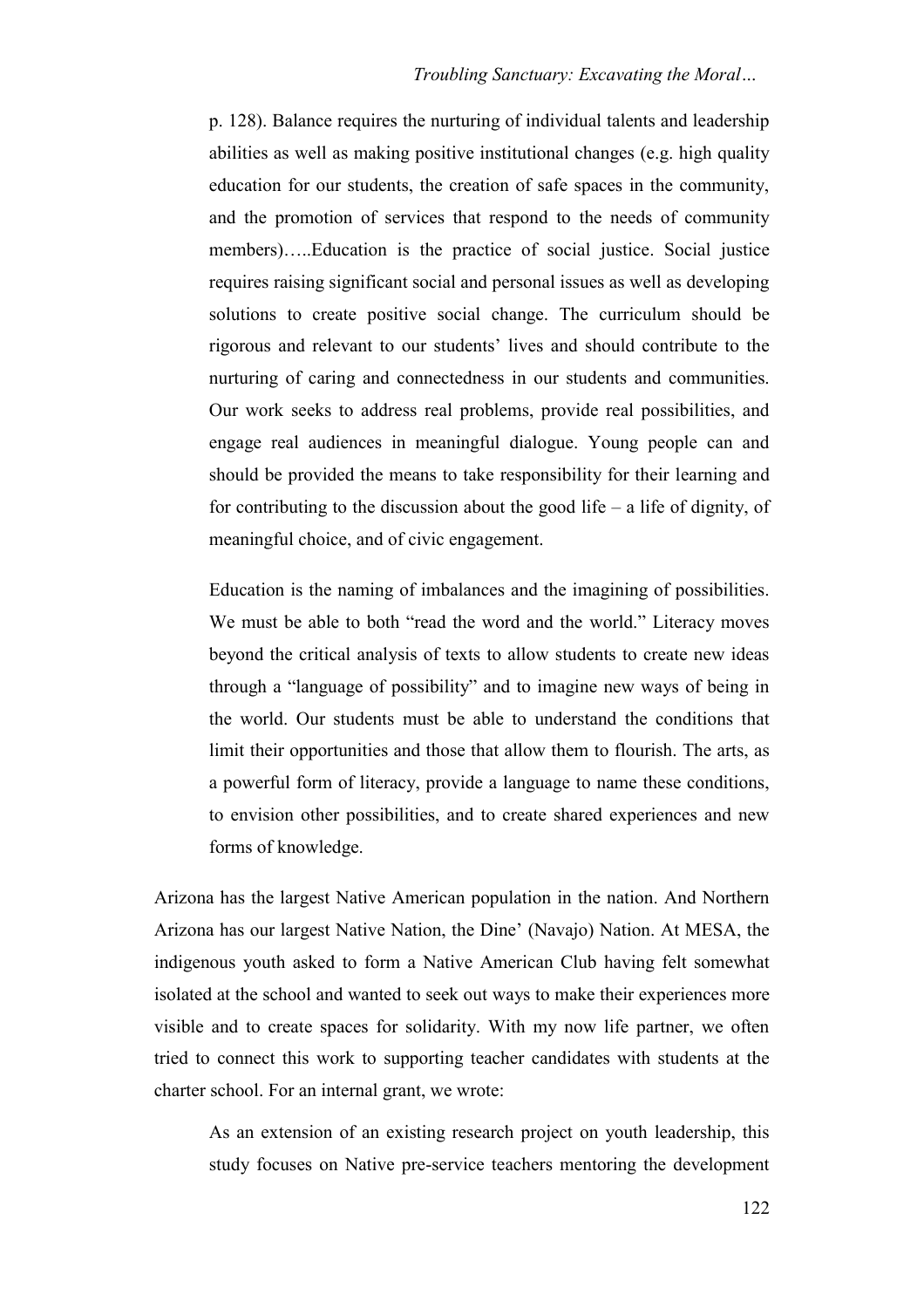> p. 128). Balance requires the nurturing of individual talents and leadership abilities as well as making positive institutional changes (e.g. high quality education for our students, the creation of safe spaces in the community, and the promotion of services that respond to the needs of community members)…..Education is the practice of social justice. Social justice requires raising significant social and personal issues as well as developing solutions to create positive social change. The curriculum should be rigorous and relevant to our students' lives and should contribute to the nurturing of caring and connectedness in our students and communities. Our work seeks to address real problems, provide real possibilities, and engage real audiences in meaningful dialogue. Young people can and should be provided the means to take responsibility for their learning and for contributing to the discussion about the good life – a life of dignity, of meaningful choice, and of civic engagement.
>
> Education is the naming of imbalances and the imagining of possibilities. We must be able to both "read the word and the world." Literacy moves beyond the critical analysis of texts to allow students to create new ideas through a "language of possibility" and to imagine new ways of being in the world. Our students must be able to understand the conditions that limit their opportunities and those that allow them to flourish. The arts, as a powerful form of literacy, provide a language to name these conditions, to envision other possibilities, and to create shared experiences and new forms of knowledge.

Arizona has the largest Native American population in the nation. And Northern Arizona has our largest Native Nation, the Dine' (Navajo) Nation. At MESA, the indigenous youth asked to form a Native American Club having felt somewhat isolated at the school and wanted to seek out ways to make their experiences more visible and to create spaces for solidarity. With my now life partner, we often tried to connect this work to supporting teacher candidates with students at the charter school. For an internal grant, we wrote:

> As an extension of an existing research project on youth leadership, this study focuses on Native pre-service teachers mentoring the development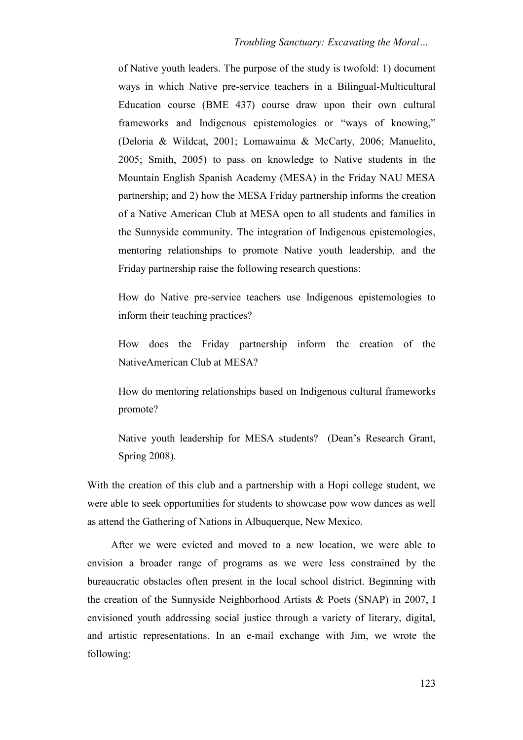of Native youth leaders. The purpose of the study is twofold: 1) document ways in which Native pre-service teachers in a Bilingual-Multicultural Education course (BME 437) course draw upon their own cultural frameworks and Indigenous epistemologies or "ways of knowing," (Deloria & Wildcat, 2001; Lomawaima & McCarty, 2006; Manuelito, 2005; Smith, 2005) to pass on knowledge to Native students in the Mountain English Spanish Academy (MESA) in the Friday NAU MESA partnership; and 2) how the MESA Friday partnership informs the creation of a Native American Club at MESA open to all students and families in the Sunnyside community. The integration of Indigenous epistemologies, mentoring relationships to promote Native youth leadership, and the Friday partnership raise the following research questions:

> How do Native pre-service teachers use Indigenous epistemologies to inform their teaching practices?
>
> How does the Friday partnership inform the creation of the NativeAmerican Club at MESA?
>
> How do mentoring relationships based on Indigenous cultural frameworks promote?
>
> Native youth leadership for MESA students? (Dean's Research Grant, Spring 2008).

With the creation of this club and a partnership with a Hopi college student, we were able to seek opportunities for students to showcase pow wow dances as well as attend the Gathering of Nations in Albuquerque, New Mexico.

After we were evicted and moved to a new location, we were able to envision a broader range of programs as we were less constrained by the bureaucratic obstacles often present in the local school district. Beginning with the creation of the Sunnyside Neighborhood Artists & Poets (SNAP) in 2007, I envisioned youth addressing social justice through a variety of literary, digital, and artistic representations. In an e-mail exchange with Jim, we wrote the following: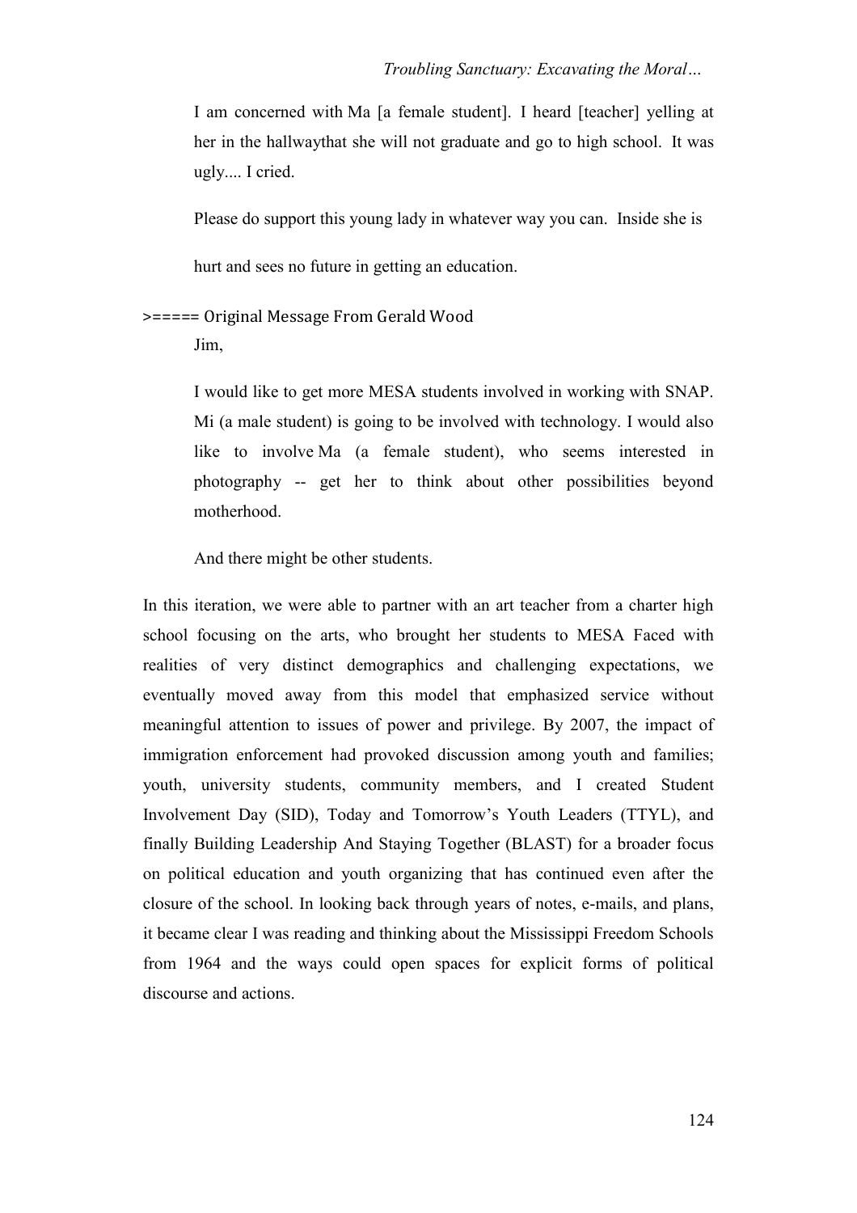> I am concerned with Ma [a female student]. I heard [teacher] yelling at her in the hallwaythat she will not graduate and go to high school. It was ugly.... I cried.
>
> Please do support this young lady in whatever way you can. Inside she is
>
> hurt and sees no future in getting an education.

>===== Original Message From Gerald Wood

> Jim,
>
> I would like to get more MESA students involved in working with SNAP. Mi (a male student) is going to be involved with technology. I would also like to involve Ma (a female student), who seems interested in photography -- get her to think about other possibilities beyond motherhood.
>
> And there might be other students.

In this iteration, we were able to partner with an art teacher from a charter high school focusing on the arts, who brought her students to MESA Faced with realities of very distinct demographics and challenging expectations, we eventually moved away from this model that emphasized service without meaningful attention to issues of power and privilege. By 2007, the impact of immigration enforcement had provoked discussion among youth and families; youth, university students, community members, and I created Student Involvement Day (SID), Today and Tomorrow's Youth Leaders (TTYL), and finally Building Leadership And Staying Together (BLAST) for a broader focus on political education and youth organizing that has continued even after the closure of the school. In looking back through years of notes, e-mails, and plans, it became clear I was reading and thinking about the Mississippi Freedom Schools from 1964 and the ways could open spaces for explicit forms of political discourse and actions.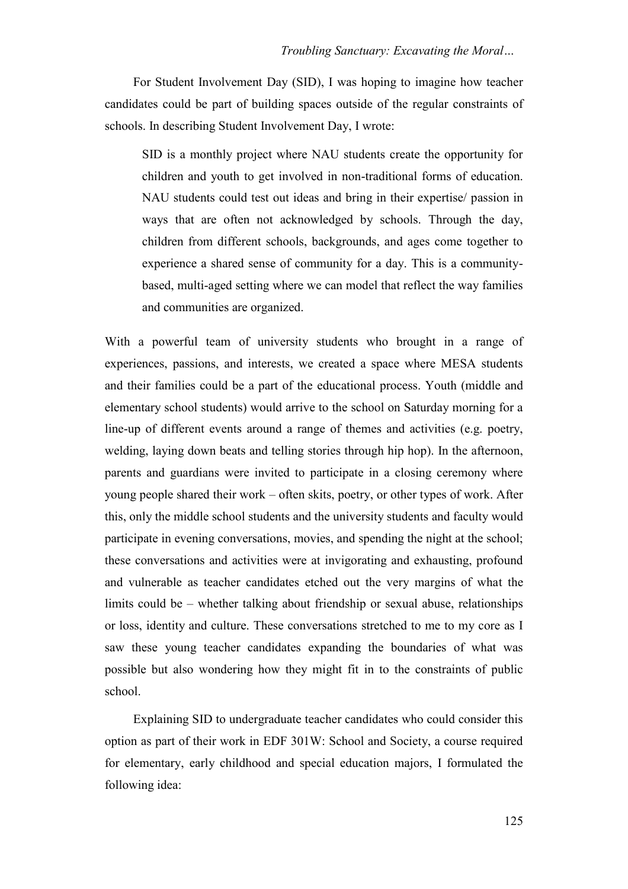For Student Involvement Day (SID), I was hoping to imagine how teacher candidates could be part of building spaces outside of the regular constraints of schools. In describing Student Involvement Day, I wrote:

> SID is a monthly project where NAU students create the opportunity for children and youth to get involved in non-traditional forms of education. NAU students could test out ideas and bring in their expertise/ passion in ways that are often not acknowledged by schools. Through the day, children from different schools, backgrounds, and ages come together to experience a shared sense of community for a day. This is a community-based, multi-aged setting where we can model that reflect the way families and communities are organized.

With a powerful team of university students who brought in a range of experiences, passions, and interests, we created a space where MESA students and their families could be a part of the educational process. Youth (middle and elementary school students) would arrive to the school on Saturday morning for a line-up of different events around a range of themes and activities (e.g. poetry, welding, laying down beats and telling stories through hip hop). In the afternoon, parents and guardians were invited to participate in a closing ceremony where young people shared their work – often skits, poetry, or other types of work. After this, only the middle school students and the university students and faculty would participate in evening conversations, movies, and spending the night at the school; these conversations and activities were at invigorating and exhausting, profound and vulnerable as teacher candidates etched out the very margins of what the limits could be – whether talking about friendship or sexual abuse, relationships or loss, identity and culture. These conversations stretched to me to my core as I saw these young teacher candidates expanding the boundaries of what was possible but also wondering how they might fit in to the constraints of public school.

Explaining SID to undergraduate teacher candidates who could consider this option as part of their work in EDF 301W: School and Society, a course required for elementary, early childhood and special education majors, I formulated the following idea: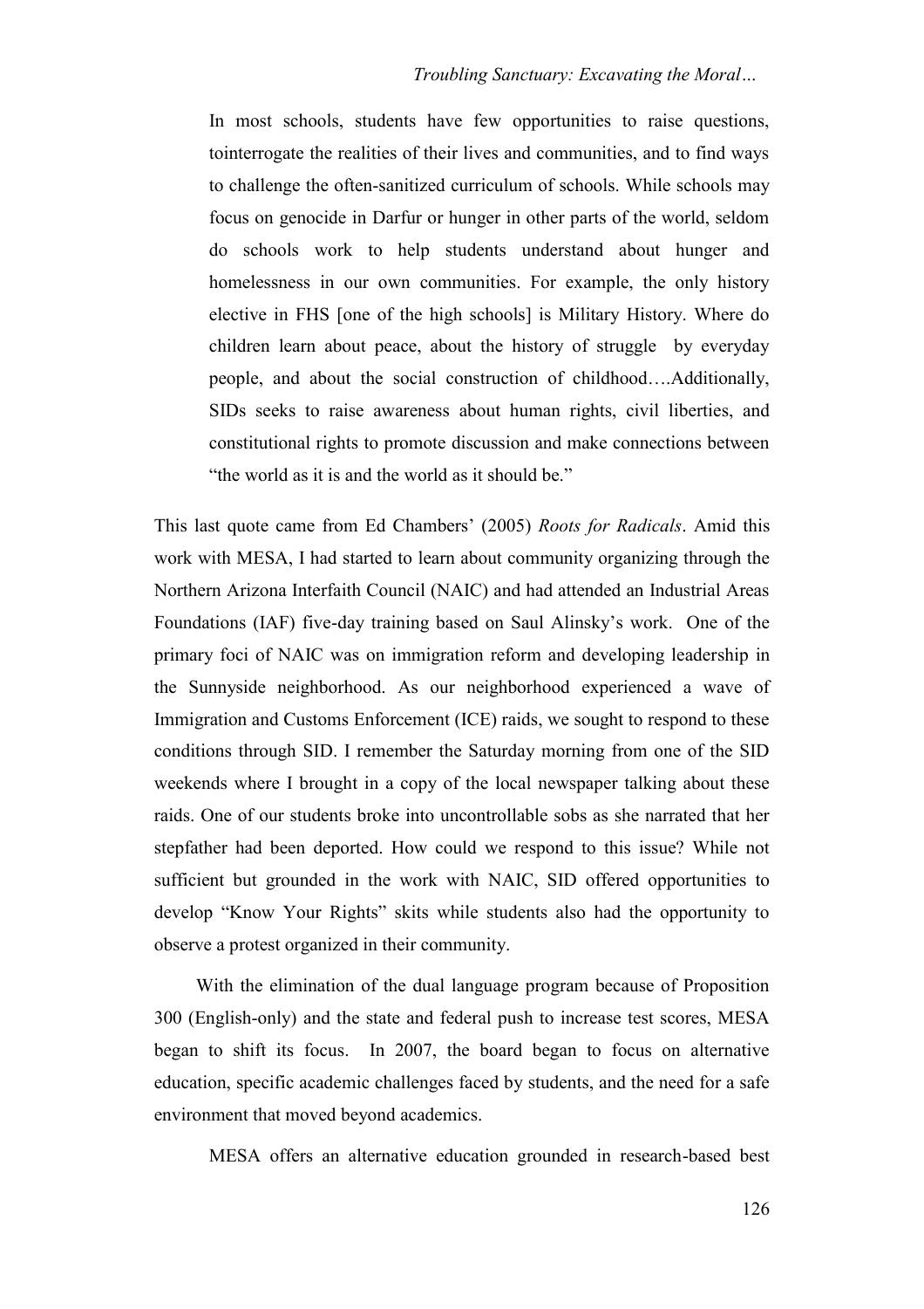> In most schools, students have few opportunities to raise questions, tointerrogate the realities of their lives and communities, and to find ways to challenge the often-sanitized curriculum of schools. While schools may focus on genocide in Darfur or hunger in other parts of the world, seldom do schools work to help students understand about hunger and homelessness in our own communities. For example, the only history elective in FHS [one of the high schools] is Military History. Where do children learn about peace, about the history of struggle by everyday people, and about the social construction of childhood….Additionally, SIDs seeks to raise awareness about human rights, civil liberties, and constitutional rights to promote discussion and make connections between "the world as it is and the world as it should be."

This last quote came from Ed Chambers' (2005) *Roots for Radicals*. Amid this work with MESA, I had started to learn about community organizing through the Northern Arizona Interfaith Council (NAIC) and had attended an Industrial Areas Foundations (IAF) five-day training based on Saul Alinsky's work. One of the primary foci of NAIC was on immigration reform and developing leadership in the Sunnyside neighborhood. As our neighborhood experienced a wave of Immigration and Customs Enforcement (ICE) raids, we sought to respond to these conditions through SID. I remember the Saturday morning from one of the SID weekends where I brought in a copy of the local newspaper talking about these raids. One of our students broke into uncontrollable sobs as she narrated that her stepfather had been deported. How could we respond to this issue? While not sufficient but grounded in the work with NAIC, SID offered opportunities to develop "Know Your Rights" skits while students also had the opportunity to observe a protest organized in their community.

With the elimination of the dual language program because of Proposition 300 (English-only) and the state and federal push to increase test scores, MESA began to shift its focus. In 2007, the board began to focus on alternative education, specific academic challenges faced by students, and the need for a safe environment that moved beyond academics.

> MESA offers an alternative education grounded in research-based best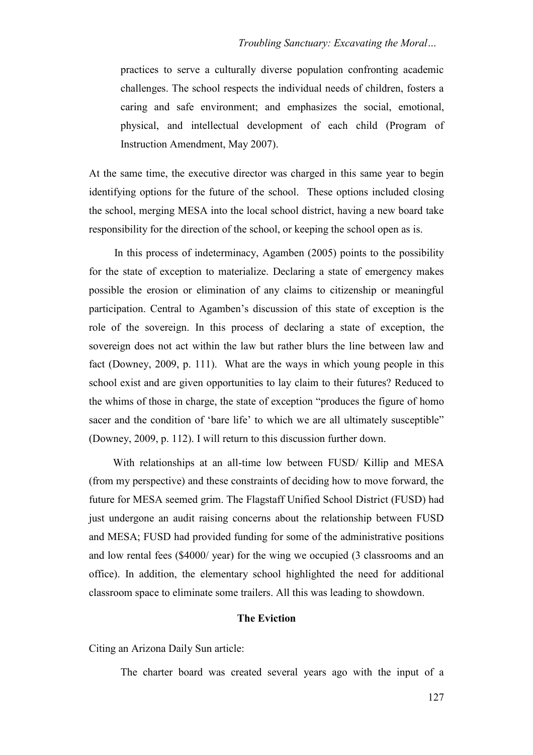> practices to serve a culturally diverse population confronting academic challenges. The school respects the individual needs of children, fosters a caring and safe environment; and emphasizes the social, emotional, physical, and intellectual development of each child (Program of Instruction Amendment, May 2007).

At the same time, the executive director was charged in this same year to begin identifying options for the future of the school. These options included closing the school, merging MESA into the local school district, having a new board take responsibility for the direction of the school, or keeping the school open as is.

In this process of indeterminacy, Agamben (2005) points to the possibility for the state of exception to materialize. Declaring a state of emergency makes possible the erosion or elimination of any claims to citizenship or meaningful participation. Central to Agamben's discussion of this state of exception is the role of the sovereign. In this process of declaring a state of exception, the sovereign does not act within the law but rather blurs the line between law and fact (Downey, 2009, p. 111). What are the ways in which young people in this school exist and are given opportunities to lay claim to their futures? Reduced to the whims of those in charge, the state of exception "produces the figure of homo sacer and the condition of 'bare life' to which we are all ultimately susceptible" (Downey, 2009, p. 112). I will return to this discussion further down.

With relationships at an all-time low between FUSD/ Killip and MESA (from my perspective) and these constraints of deciding how to move forward, the future for MESA seemed grim. The Flagstaff Unified School District (FUSD) had just undergone an audit raising concerns about the relationship between FUSD and MESA; FUSD had provided funding for some of the administrative positions and low rental fees ($4000/ year) for the wing we occupied (3 classrooms and an office). In addition, the elementary school highlighted the need for additional classroom space to eliminate some trailers. All this was leading to showdown.

**The Eviction**

Citing an Arizona Daily Sun article:

> The charter board was created several years ago with the input of a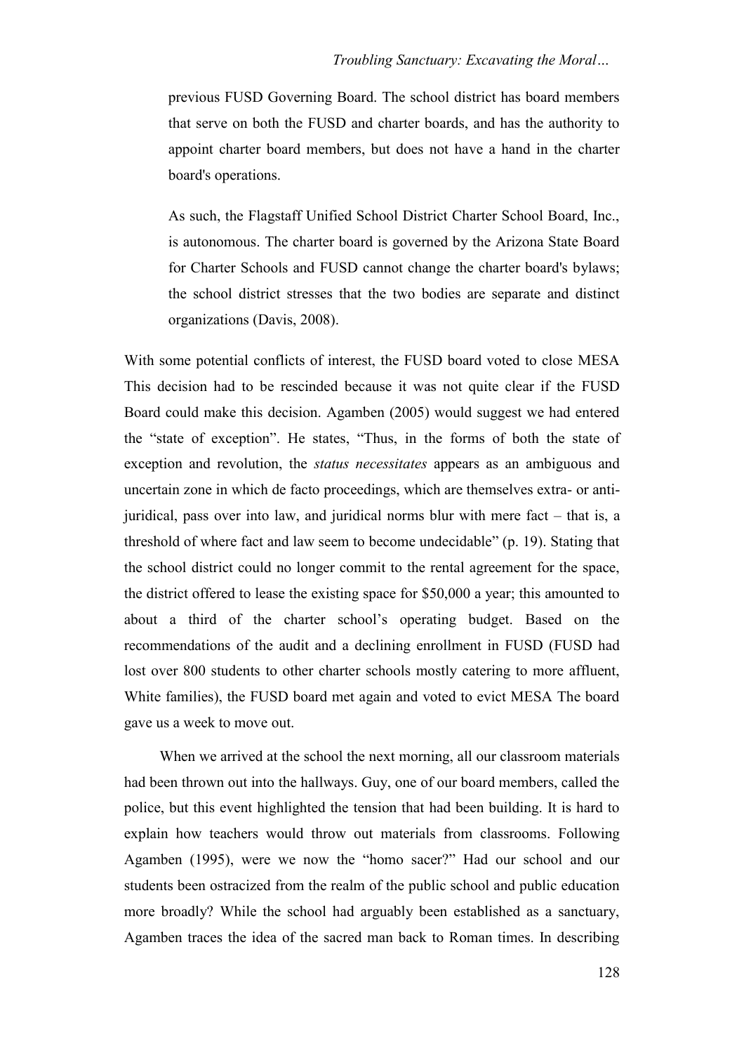> previous FUSD Governing Board. The school district has board members that serve on both the FUSD and charter boards, and has the authority to appoint charter board members, but does not have a hand in the charter board's operations.
>
> As such, the Flagstaff Unified School District Charter School Board, Inc., is autonomous. The charter board is governed by the Arizona State Board for Charter Schools and FUSD cannot change the charter board's bylaws; the school district stresses that the two bodies are separate and distinct organizations (Davis, 2008).

With some potential conflicts of interest, the FUSD board voted to close MESA This decision had to be rescinded because it was not quite clear if the FUSD Board could make this decision. Agamben (2005) would suggest we had entered the "state of exception". He states, "Thus, in the forms of both the state of exception and revolution, the *status necessitates* appears as an ambiguous and uncertain zone in which de facto proceedings, which are themselves extra- or anti-juridical, pass over into law, and juridical norms blur with mere fact – that is, a threshold of where fact and law seem to become undecidable" (p. 19). Stating that the school district could no longer commit to the rental agreement for the space, the district offered to lease the existing space for $50,000 a year; this amounted to about a third of the charter school's operating budget. Based on the recommendations of the audit and a declining enrollment in FUSD (FUSD had lost over 800 students to other charter schools mostly catering to more affluent, White families), the FUSD board met again and voted to evict MESA The board gave us a week to move out.

When we arrived at the school the next morning, all our classroom materials had been thrown out into the hallways. Guy, one of our board members, called the police, but this event highlighted the tension that had been building. It is hard to explain how teachers would throw out materials from classrooms. Following Agamben (1995), were we now the "homo sacer?" Had our school and our students been ostracized from the realm of the public school and public education more broadly? While the school had arguably been established as a sanctuary, Agamben traces the idea of the sacred man back to Roman times. In describing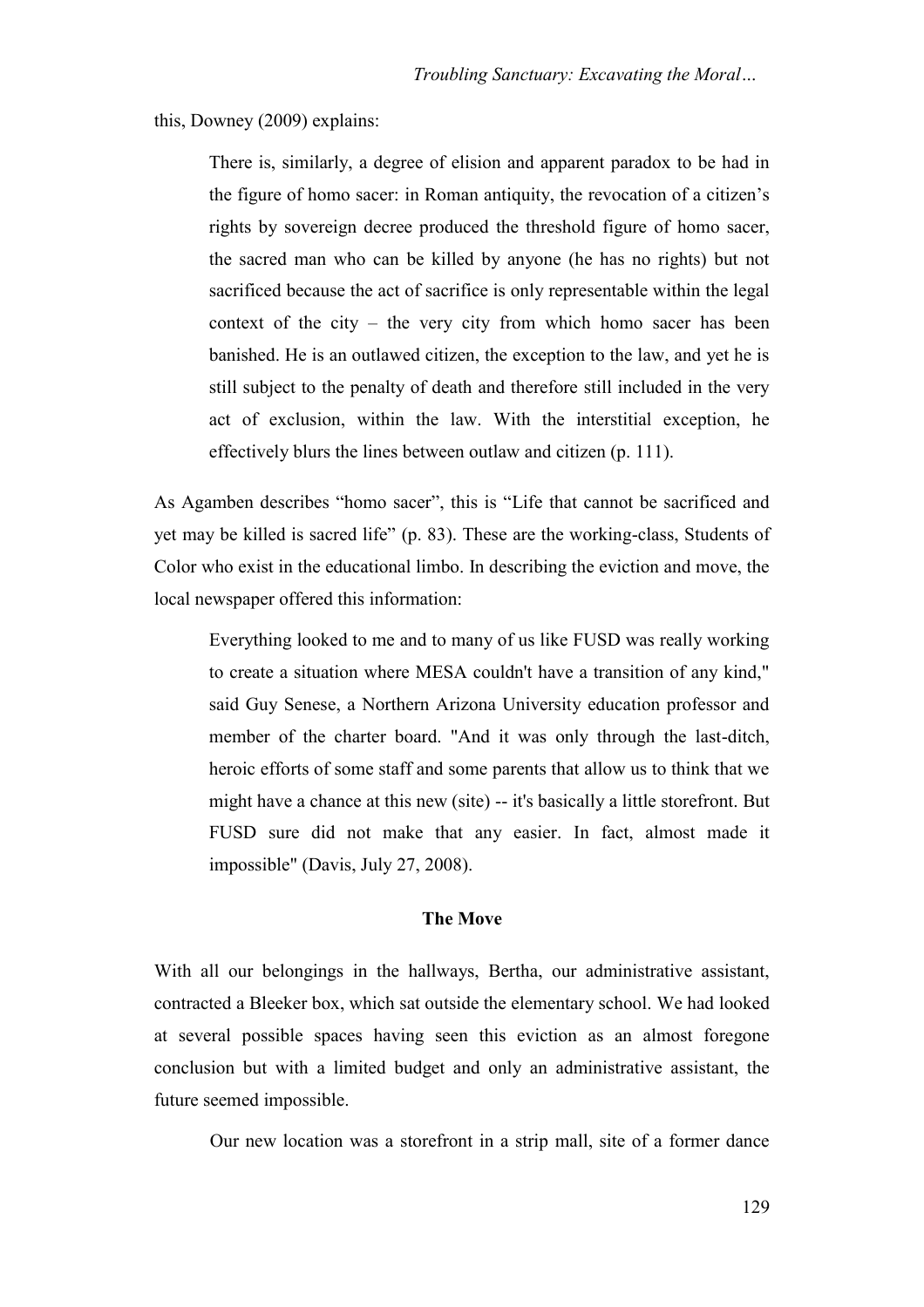this, Downey (2009) explains:

> There is, similarly, a degree of elision and apparent paradox to be had in the figure of homo sacer: in Roman antiquity, the revocation of a citizen's rights by sovereign decree produced the threshold figure of homo sacer, the sacred man who can be killed by anyone (he has no rights) but not sacrificed because the act of sacrifice is only representable within the legal context of the city – the very city from which homo sacer has been banished. He is an outlawed citizen, the exception to the law, and yet he is still subject to the penalty of death and therefore still included in the very act of exclusion, within the law. With the interstitial exception, he effectively blurs the lines between outlaw and citizen (p. 111).

As Agamben describes "homo sacer", this is "Life that cannot be sacrificed and yet may be killed is sacred life" (p. 83). These are the working-class, Students of Color who exist in the educational limbo. In describing the eviction and move, the local newspaper offered this information:

> Everything looked to me and to many of us like FUSD was really working to create a situation where MESA couldn't have a transition of any kind," said Guy Senese, a Northern Arizona University education professor and member of the charter board. "And it was only through the last-ditch, heroic efforts of some staff and some parents that allow us to think that we might have a chance at this new (site) -- it's basically a little storefront. But FUSD sure did not make that any easier. In fact, almost made it impossible" (Davis, July 27, 2008).

## The Move

With all our belongings in the hallways, Bertha, our administrative assistant, contracted a Bleeker box, which sat outside the elementary school. We had looked at several possible spaces having seen this eviction as an almost foregone conclusion but with a limited budget and only an administrative assistant, the future seemed impossible.

Our new location was a storefront in a strip mall, site of a former dance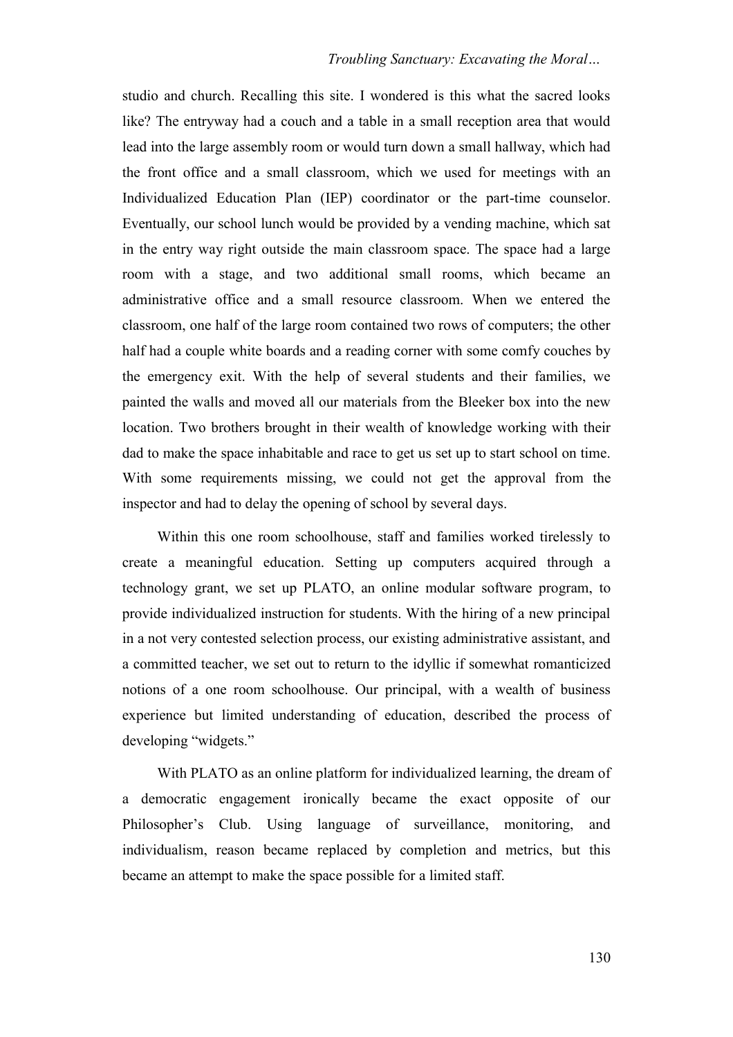studio and church. Recalling this site. I wondered is this what the sacred looks like? The entryway had a couch and a table in a small reception area that would lead into the large assembly room or would turn down a small hallway, which had the front office and a small classroom, which we used for meetings with an Individualized Education Plan (IEP) coordinator or the part-time counselor. Eventually, our school lunch would be provided by a vending machine, which sat in the entry way right outside the main classroom space. The space had a large room with a stage, and two additional small rooms, which became an administrative office and a small resource classroom. When we entered the classroom, one half of the large room contained two rows of computers; the other half had a couple white boards and a reading corner with some comfy couches by the emergency exit. With the help of several students and their families, we painted the walls and moved all our materials from the Bleeker box into the new location. Two brothers brought in their wealth of knowledge working with their dad to make the space inhabitable and race to get us set up to start school on time. With some requirements missing, we could not get the approval from the inspector and had to delay the opening of school by several days.

Within this one room schoolhouse, staff and families worked tirelessly to create a meaningful education. Setting up computers acquired through a technology grant, we set up PLATO, an online modular software program, to provide individualized instruction for students. With the hiring of a new principal in a not very contested selection process, our existing administrative assistant, and a committed teacher, we set out to return to the idyllic if somewhat romanticized notions of a one room schoolhouse. Our principal, with a wealth of business experience but limited understanding of education, described the process of developing "widgets."

With PLATO as an online platform for individualized learning, the dream of a democratic engagement ironically became the exact opposite of our Philosopher's Club. Using language of surveillance, monitoring, and individualism, reason became replaced by completion and metrics, but this became an attempt to make the space possible for a limited staff.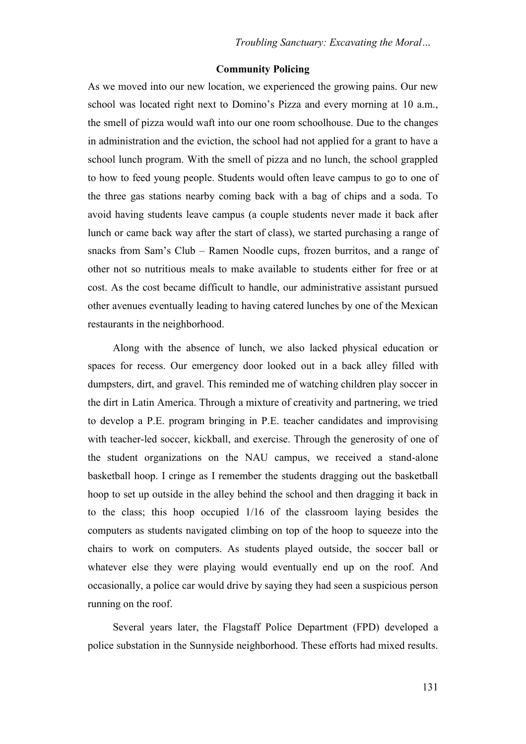## Community Policing

As we moved into our new location, we experienced the growing pains. Our new school was located right next to Domino's Pizza and every morning at 10 a.m., the smell of pizza would waft into our one room schoolhouse. Due to the changes in administration and the eviction, the school had not applied for a grant to have a school lunch program. With the smell of pizza and no lunch, the school grappled to how to feed young people. Students would often leave campus to go to one of the three gas stations nearby coming back with a bag of chips and a soda. To avoid having students leave campus (a couple students never made it back after lunch or came back way after the start of class), we started purchasing a range of snacks from Sam's Club – Ramen Noodle cups, frozen burritos, and a range of other not so nutritious meals to make available to students either for free or at cost. As the cost became difficult to handle, our administrative assistant pursued other avenues eventually leading to having catered lunches by one of the Mexican restaurants in the neighborhood.

Along with the absence of lunch, we also lacked physical education or spaces for recess. Our emergency door looked out in a back alley filled with dumpsters, dirt, and gravel. This reminded me of watching children play soccer in the dirt in Latin America. Through a mixture of creativity and partnering, we tried to develop a P.E. program bringing in P.E. teacher candidates and improvising with teacher-led soccer, kickball, and exercise. Through the generosity of one of the student organizations on the NAU campus, we received a stand-alone basketball hoop. I cringe as I remember the students dragging out the basketball hoop to set up outside in the alley behind the school and then dragging it back in to the class; this hoop occupied 1/16 of the classroom laying besides the computers as students navigated climbing on top of the hoop to squeeze into the chairs to work on computers. As students played outside, the soccer ball or whatever else they were playing would eventually end up on the roof. And occasionally, a police car would drive by saying they had seen a suspicious person running on the roof.

Several years later, the Flagstaff Police Department (FPD) developed a police substation in the Sunnyside neighborhood. These efforts had mixed results.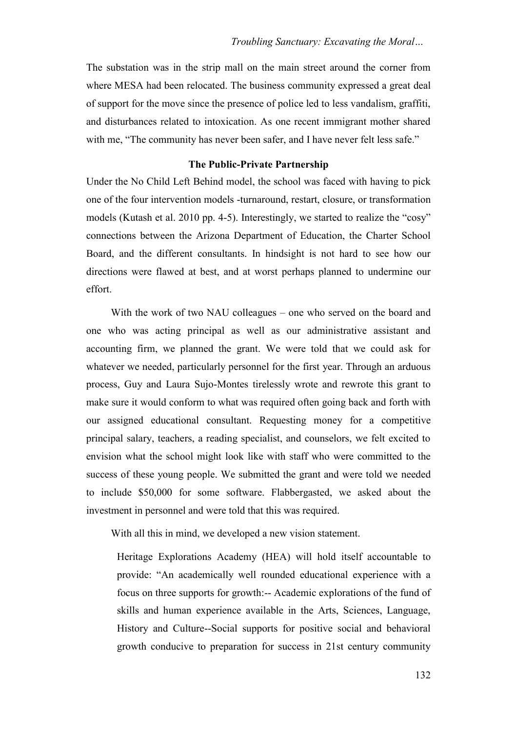The substation was in the strip mall on the main street around the corner from where MESA had been relocated. The business community expressed a great deal of support for the move since the presence of police led to less vandalism, graffiti, and disturbances related to intoxication. As one recent immigrant mother shared with me, "The community has never been safer, and I have never felt less safe."

### The Public-Private Partnership

Under the No Child Left Behind model, the school was faced with having to pick one of the four intervention models -turnaround, restart, closure, or transformation models (Kutash et al. 2010 pp. 4-5). Interestingly, we started to realize the "cosy" connections between the Arizona Department of Education, the Charter School Board, and the different consultants. In hindsight is not hard to see how our directions were flawed at best, and at worst perhaps planned to undermine our effort.

With the work of two NAU colleagues – one who served on the board and one who was acting principal as well as our administrative assistant and accounting firm, we planned the grant. We were told that we could ask for whatever we needed, particularly personnel for the first year. Through an arduous process, Guy and Laura Sujo-Montes tirelessly wrote and rewrote this grant to make sure it would conform to what was required often going back and forth with our assigned educational consultant. Requesting money for a competitive principal salary, teachers, a reading specialist, and counselors, we felt excited to envision what the school might look like with staff who were committed to the success of these young people. We submitted the grant and were told we needed to include $50,000 for some software. Flabbergasted, we asked about the investment in personnel and were told that this was required.

With all this in mind, we developed a new vision statement.

> Heritage Explorations Academy (HEA) will hold itself accountable to provide: "An academically well rounded educational experience with a focus on three supports for growth:-- Academic explorations of the fund of skills and human experience available in the Arts, Sciences, Language, History and Culture--Social supports for positive social and behavioral growth conducive to preparation for success in 21st century community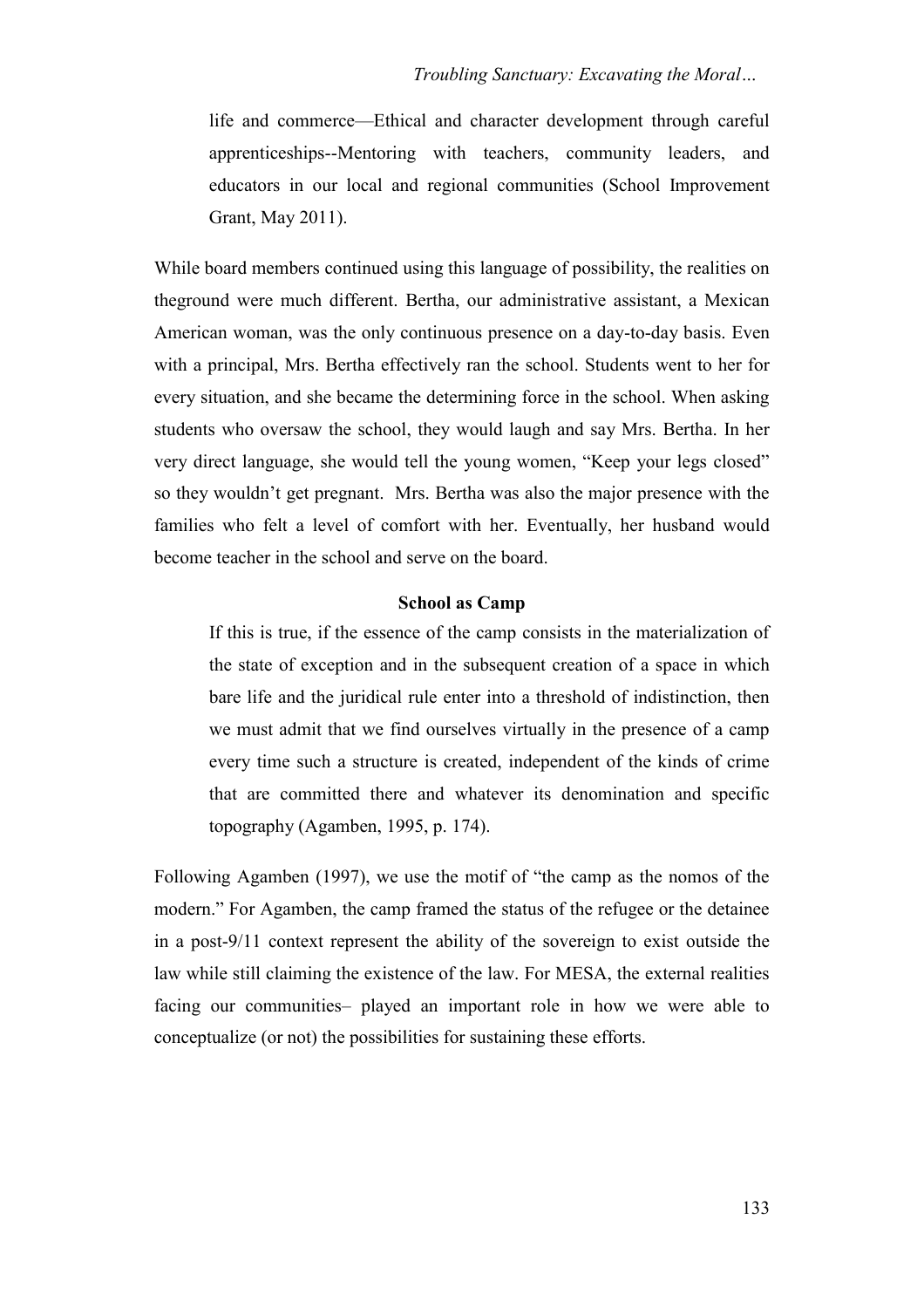> life and commerce—Ethical and character development through careful apprenticeships--Mentoring with teachers, community leaders, and educators in our local and regional communities (School Improvement Grant, May 2011).

While board members continued using this language of possibility, the realities on theground were much different. Bertha, our administrative assistant, a Mexican American woman, was the only continuous presence on a day-to-day basis. Even with a principal, Mrs. Bertha effectively ran the school. Students went to her for every situation, and she became the determining force in the school. When asking students who oversaw the school, they would laugh and say Mrs. Bertha. In her very direct language, she would tell the young women, "Keep your legs closed" so they wouldn't get pregnant. Mrs. Bertha was also the major presence with the families who felt a level of comfort with her. Eventually, her husband would become teacher in the school and serve on the board.

### School as Camp

> If this is true, if the essence of the camp consists in the materialization of the state of exception and in the subsequent creation of a space in which bare life and the juridical rule enter into a threshold of indistinction, then we must admit that we find ourselves virtually in the presence of a camp every time such a structure is created, independent of the kinds of crime that are committed there and whatever its denomination and specific topography (Agamben, 1995, p. 174).

Following Agamben (1997), we use the motif of "the camp as the nomos of the modern." For Agamben, the camp framed the status of the refugee or the detainee in a post-9/11 context represent the ability of the sovereign to exist outside the law while still claiming the existence of the law. For MESA, the external realities facing our communities– played an important role in how we were able to conceptualize (or not) the possibilities for sustaining these efforts.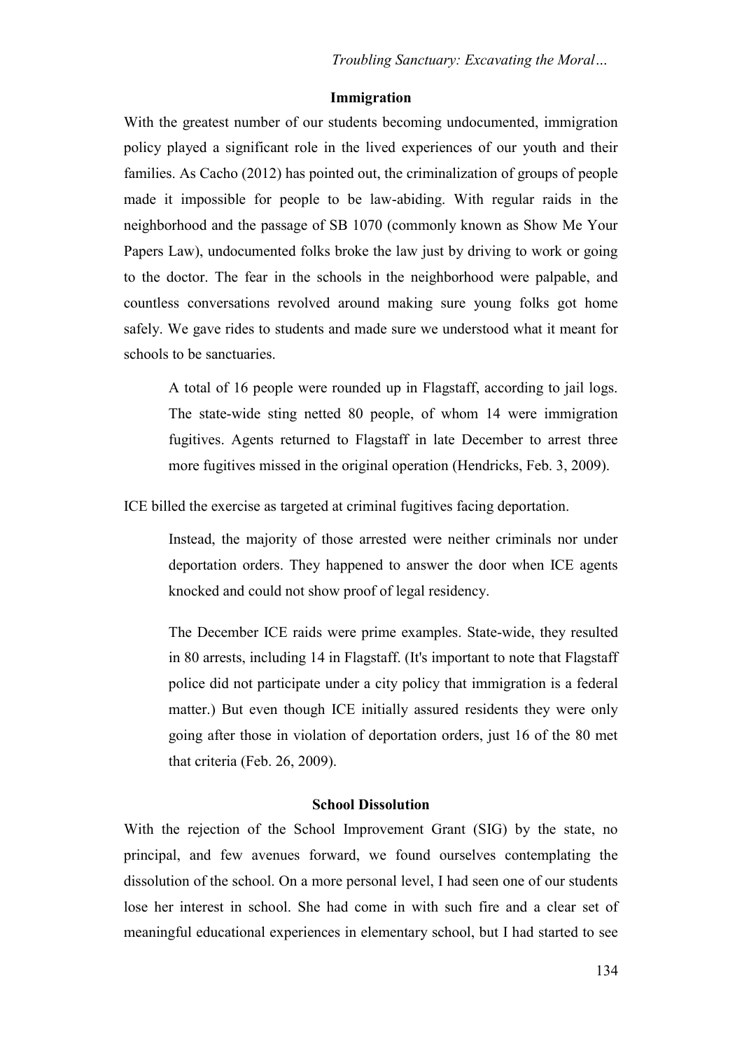### Immigration

With the greatest number of our students becoming undocumented, immigration policy played a significant role in the lived experiences of our youth and their families. As Cacho (2012) has pointed out, the criminalization of groups of people made it impossible for people to be law-abiding. With regular raids in the neighborhood and the passage of SB 1070 (commonly known as Show Me Your Papers Law), undocumented folks broke the law just by driving to work or going to the doctor. The fear in the schools in the neighborhood were palpable, and countless conversations revolved around making sure young folks got home safely. We gave rides to students and made sure we understood what it meant for schools to be sanctuaries.

> A total of 16 people were rounded up in Flagstaff, according to jail logs. The state-wide sting netted 80 people, of whom 14 were immigration fugitives. Agents returned to Flagstaff in late December to arrest three more fugitives missed in the original operation (Hendricks, Feb. 3, 2009).

ICE billed the exercise as targeted at criminal fugitives facing deportation.

> Instead, the majority of those arrested were neither criminals nor under deportation orders. They happened to answer the door when ICE agents knocked and could not show proof of legal residency.
>
> The December ICE raids were prime examples. State-wide, they resulted in 80 arrests, including 14 in Flagstaff. (It's important to note that Flagstaff police did not participate under a city policy that immigration is a federal matter.) But even though ICE initially assured residents they were only going after those in violation of deportation orders, just 16 of the 80 met that criteria (Feb. 26, 2009).

### School Dissolution

With the rejection of the School Improvement Grant (SIG) by the state, no principal, and few avenues forward, we found ourselves contemplating the dissolution of the school. On a more personal level, I had seen one of our students lose her interest in school. She had come in with such fire and a clear set of meaningful educational experiences in elementary school, but I had started to see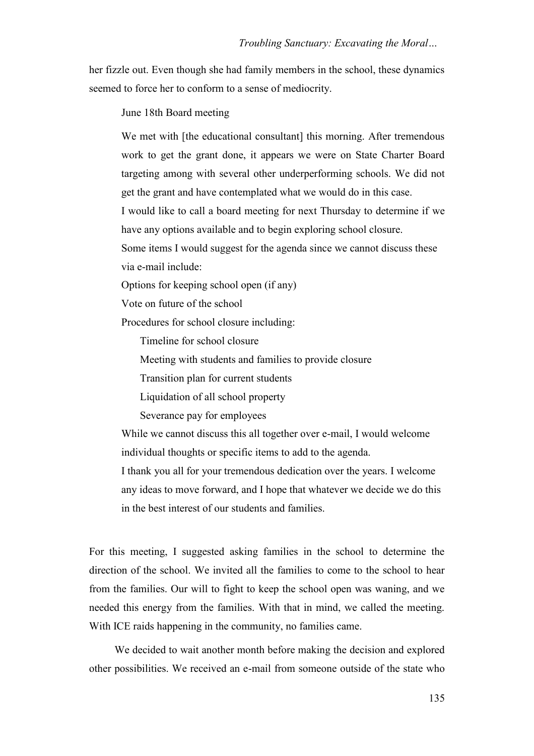her fizzle out. Even though she had family members in the school, these dynamics seemed to force her to conform to a sense of mediocrity.

> June 18th Board meeting
>
> We met with [the educational consultant] this morning. After tremendous work to get the grant done, it appears we were on State Charter Board targeting among with several other underperforming schools. We did not get the grant and have contemplated what we would do in this case.
>
> I would like to call a board meeting for next Thursday to determine if we have any options available and to begin exploring school closure.
>
> Some items I would suggest for the agenda since we cannot discuss these via e-mail include:
>
> Options for keeping school open (if any)
>
> Vote on future of the school
>
> Procedures for school closure including:
>
> - Timeline for school closure
> - Meeting with students and families to provide closure
> - Transition plan for current students
> - Liquidation of all school property
> - Severance pay for employees
>
> While we cannot discuss this all together over e-mail, I would welcome individual thoughts or specific items to add to the agenda.
>
> I thank you all for your tremendous dedication over the years. I welcome any ideas to move forward, and I hope that whatever we decide we do this in the best interest of our students and families.

For this meeting, I suggested asking families in the school to determine the direction of the school. We invited all the families to come to the school to hear from the families. Our will to fight to keep the school open was waning, and we needed this energy from the families. With that in mind, we called the meeting. With ICE raids happening in the community, no families came.

We decided to wait another month before making the decision and explored other possibilities. We received an e-mail from someone outside of the state who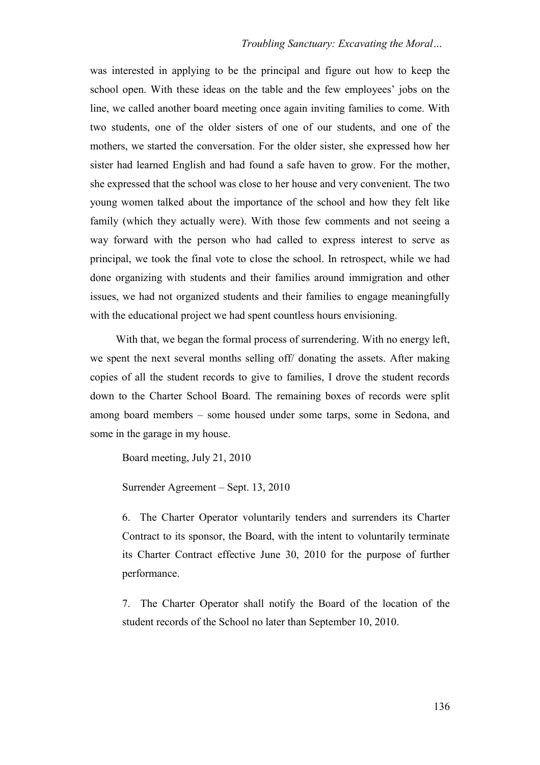was interested in applying to be the principal and figure out how to keep the school open. With these ideas on the table and the few employees' jobs on the line, we called another board meeting once again inviting families to come. With two students, one of the older sisters of one of our students, and one of the mothers, we started the conversation. For the older sister, she expressed how her sister had learned English and had found a safe haven to grow. For the mother, she expressed that the school was close to her house and very convenient. The two young women talked about the importance of the school and how they felt like family (which they actually were). With those few comments and not seeing a way forward with the person who had called to express interest to serve as principal, we took the final vote to close the school. In retrospect, while we had done organizing with students and their families around immigration and other issues, we had not organized students and their families to engage meaningfully with the educational project we had spent countless hours envisioning.

With that, we began the formal process of surrendering. With no energy left, we spent the next several months selling off/ donating the assets. After making copies of all the student records to give to families, I drove the student records down to the Charter School Board. The remaining boxes of records were split among board members – some housed under some tarps, some in Sedona, and some in the garage in my house.

> Board meeting, July 21, 2010
>
> Surrender Agreement – Sept. 13, 2010
>
> 6. The Charter Operator voluntarily tenders and surrenders its Charter Contract to its sponsor, the Board, with the intent to voluntarily terminate its Charter Contract effective June 30, 2010 for the purpose of further performance.
>
> 7. The Charter Operator shall notify the Board of the location of the student records of the School no later than September 10, 2010.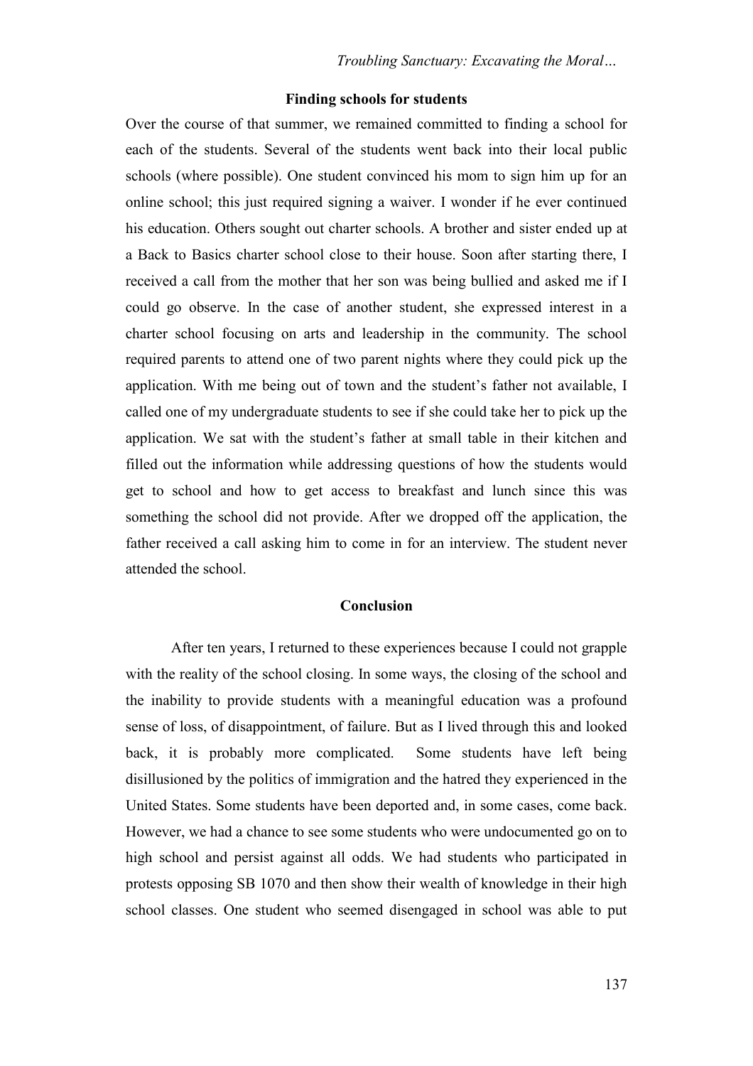### Finding schools for students

Over the course of that summer, we remained committed to finding a school for each of the students. Several of the students went back into their local public schools (where possible). One student convinced his mom to sign him up for an online school; this just required signing a waiver. I wonder if he ever continued his education. Others sought out charter schools. A brother and sister ended up at a Back to Basics charter school close to their house. Soon after starting there, I received a call from the mother that her son was being bullied and asked me if I could go observe. In the case of another student, she expressed interest in a charter school focusing on arts and leadership in the community. The school required parents to attend one of two parent nights where they could pick up the application. With me being out of town and the student's father not available, I called one of my undergraduate students to see if she could take her to pick up the application. We sat with the student's father at small table in their kitchen and filled out the information while addressing questions of how the students would get to school and how to get access to breakfast and lunch since this was something the school did not provide. After we dropped off the application, the father received a call asking him to come in for an interview. The student never attended the school.

### Conclusion

After ten years, I returned to these experiences because I could not grapple with the reality of the school closing. In some ways, the closing of the school and the inability to provide students with a meaningful education was a profound sense of loss, of disappointment, of failure. But as I lived through this and looked back, it is probably more complicated. Some students have left being disillusioned by the politics of immigration and the hatred they experienced in the United States. Some students have been deported and, in some cases, come back. However, we had a chance to see some students who were undocumented go on to high school and persist against all odds. We had students who participated in protests opposing SB 1070 and then show their wealth of knowledge in their high school classes. One student who seemed disengaged in school was able to put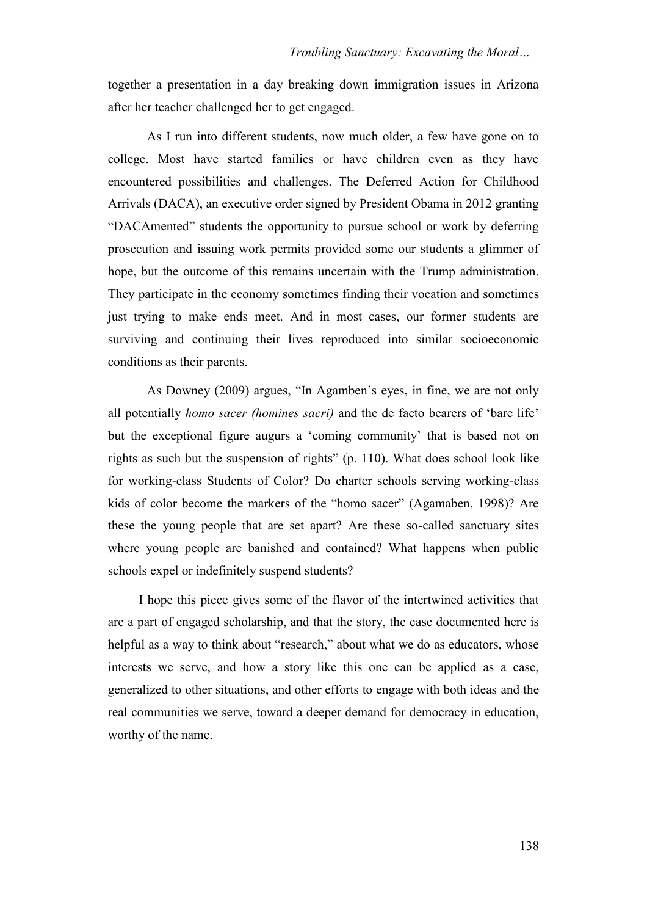together a presentation in a day breaking down immigration issues in Arizona after her teacher challenged her to get engaged.

As I run into different students, now much older, a few have gone on to college. Most have started families or have children even as they have encountered possibilities and challenges. The Deferred Action for Childhood Arrivals (DACA), an executive order signed by President Obama in 2012 granting "DACAmented" students the opportunity to pursue school or work by deferring prosecution and issuing work permits provided some our students a glimmer of hope, but the outcome of this remains uncertain with the Trump administration. They participate in the economy sometimes finding their vocation and sometimes just trying to make ends meet. And in most cases, our former students are surviving and continuing their lives reproduced into similar socioeconomic conditions as their parents.

As Downey (2009) argues, "In Agamben's eyes, in fine, we are not only all potentially *homo sacer (homines sacri)* and the de facto bearers of 'bare life' but the exceptional figure augurs a 'coming community' that is based not on rights as such but the suspension of rights" (p. 110). What does school look like for working-class Students of Color? Do charter schools serving working-class kids of color become the markers of the "homo sacer" (Agamaben, 1998)? Are these the young people that are set apart? Are these so-called sanctuary sites where young people are banished and contained? What happens when public schools expel or indefinitely suspend students?

I hope this piece gives some of the flavor of the intertwined activities that are a part of engaged scholarship, and that the story, the case documented here is helpful as a way to think about "research," about what we do as educators, whose interests we serve, and how a story like this one can be applied as a case, generalized to other situations, and other efforts to engage with both ideas and the real communities we serve, toward a deeper demand for democracy in education, worthy of the name.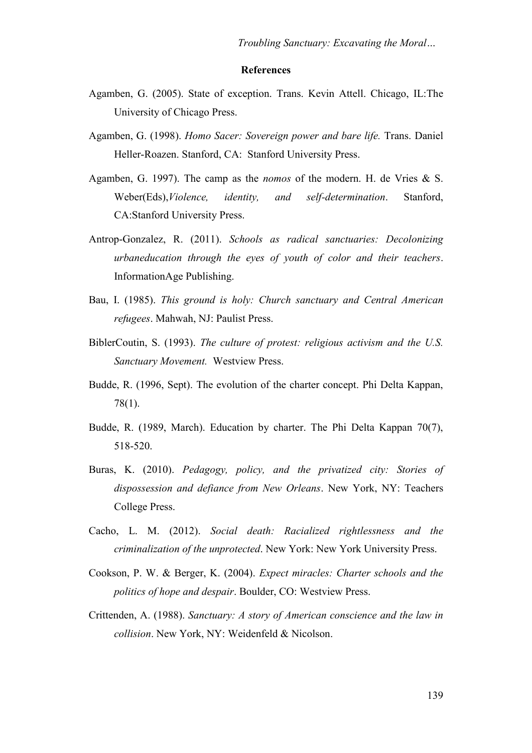## References

Agamben, G. (2005). State of exception. Trans. Kevin Attell. Chicago, IL:The University of Chicago Press.

Agamben, G. (1998). *Homo Sacer: Sovereign power and bare life.* Trans. Daniel Heller-Roazen. Stanford, CA: Stanford University Press.

Agamben, G. 1997). The camp as the *nomos* of the modern. H. de Vries & S. Weber(Eds),*Violence, identity, and self-determination*. Stanford, CA:Stanford University Press.

Antrop-Gonzalez, R. (2011). *Schools as radical sanctuaries: Decolonizing urbaneducation through the eyes of youth of color and their teachers*. InformationAge Publishing.

Bau, I. (1985). *This ground is holy: Church sanctuary and Central American refugees*. Mahwah, NJ: Paulist Press.

BiblerCoutin, S. (1993). *The culture of protest: religious activism and the U.S. Sanctuary Movement.* Westview Press.

Budde, R. (1996, Sept). The evolution of the charter concept. Phi Delta Kappan, 78(1).

Budde, R. (1989, March). Education by charter. The Phi Delta Kappan 70(7), 518-520.

Buras, K. (2010). *Pedagogy, policy, and the privatized city: Stories of dispossession and defiance from New Orleans*. New York, NY: Teachers College Press.

Cacho, L. M. (2012). *Social death: Racialized rightlessness and the criminalization of the unprotected*. New York: New York University Press.

Cookson, P. W. & Berger, K. (2004). *Expect miracles: Charter schools and the politics of hope and despair*. Boulder, CO: Westview Press.

Crittenden, A. (1988). *Sanctuary: A story of American conscience and the law in collision*. New York, NY: Weidenfeld & Nicolson.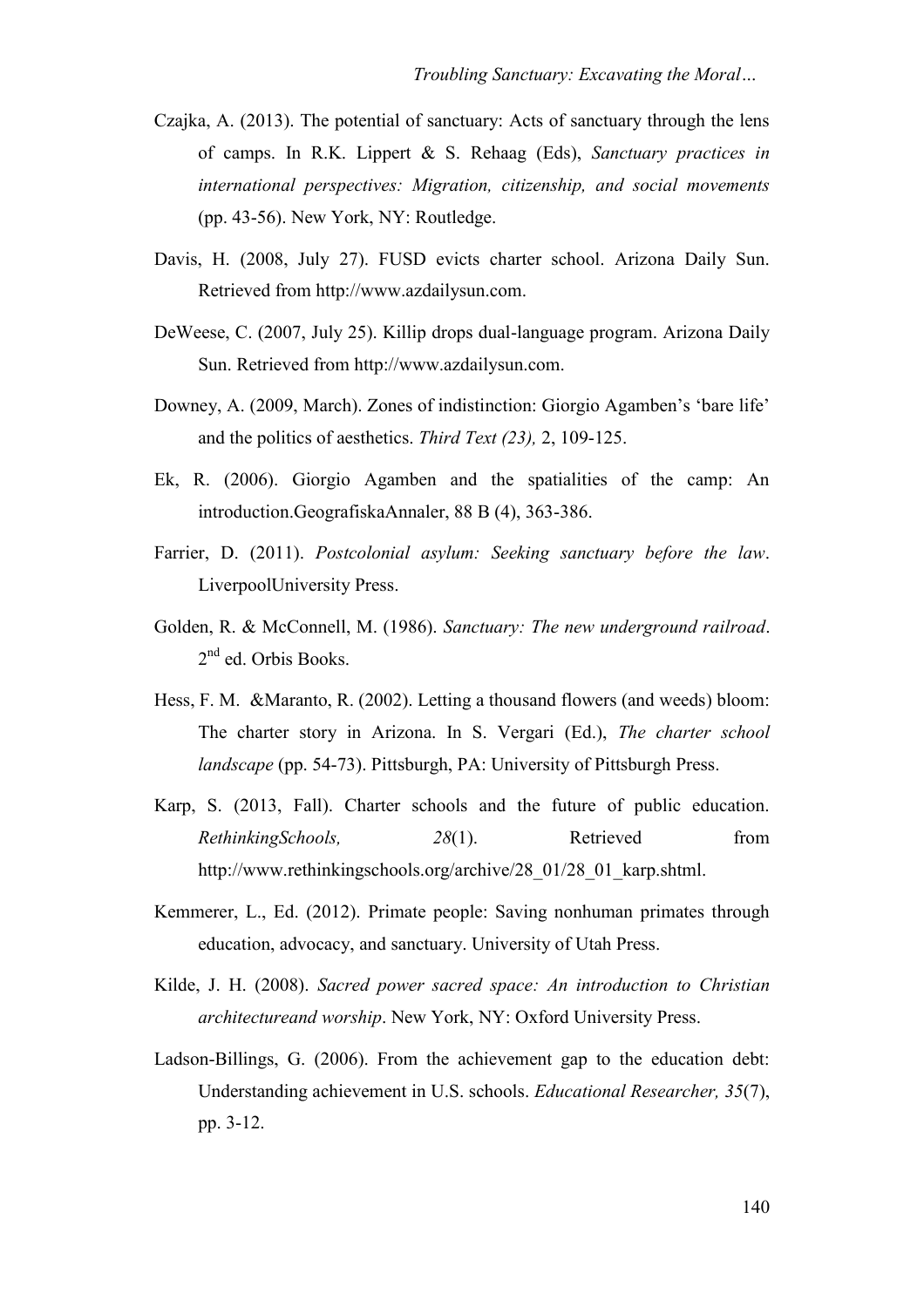Czajka, A. (2013). The potential of sanctuary: Acts of sanctuary through the lens of camps. In R.K. Lippert & S. Rehaag (Eds), *Sanctuary practices in international perspectives: Migration, citizenship, and social movements* (pp. 43-56). New York, NY: Routledge.

Davis, H. (2008, July 27). FUSD evicts charter school. Arizona Daily Sun. Retrieved from http://www.azdailysun.com.

DeWeese, C. (2007, July 25). Killip drops dual-language program. Arizona Daily Sun. Retrieved from http://www.azdailysun.com.

Downey, A. (2009, March). Zones of indistinction: Giorgio Agamben's 'bare life' and the politics of aesthetics. *Third Text (23),* 2, 109-125.

Ek, R. (2006). Giorgio Agamben and the spatialities of the camp: An introduction.GeografiskaAnnaler, 88 B (4), 363-386.

Farrier, D. (2011). *Postcolonial asylum: Seeking sanctuary before the law*. LiverpoolUniversity Press.

Golden, R. & McConnell, M. (1986). *Sanctuary: The new underground railroad*. 2nd ed. Orbis Books.

Hess, F. M. &Maranto, R. (2002). Letting a thousand flowers (and weeds) bloom: The charter story in Arizona. In S. Vergari (Ed.), *The charter school landscape* (pp. 54-73). Pittsburgh, PA: University of Pittsburgh Press.

Karp, S. (2013, Fall). Charter schools and the future of public education. *RethinkingSchools, 28*(1). Retrieved from http://www.rethinkingschools.org/archive/28_01/28_01_karp.shtml.

Kemmerer, L., Ed. (2012). Primate people: Saving nonhuman primates through education, advocacy, and sanctuary. University of Utah Press.

Kilde, J. H. (2008). *Sacred power sacred space: An introduction to Christian architectureand worship*. New York, NY: Oxford University Press.

Ladson-Billings, G. (2006). From the achievement gap to the education debt: Understanding achievement in U.S. schools. *Educational Researcher, 35*(7), pp. 3-12.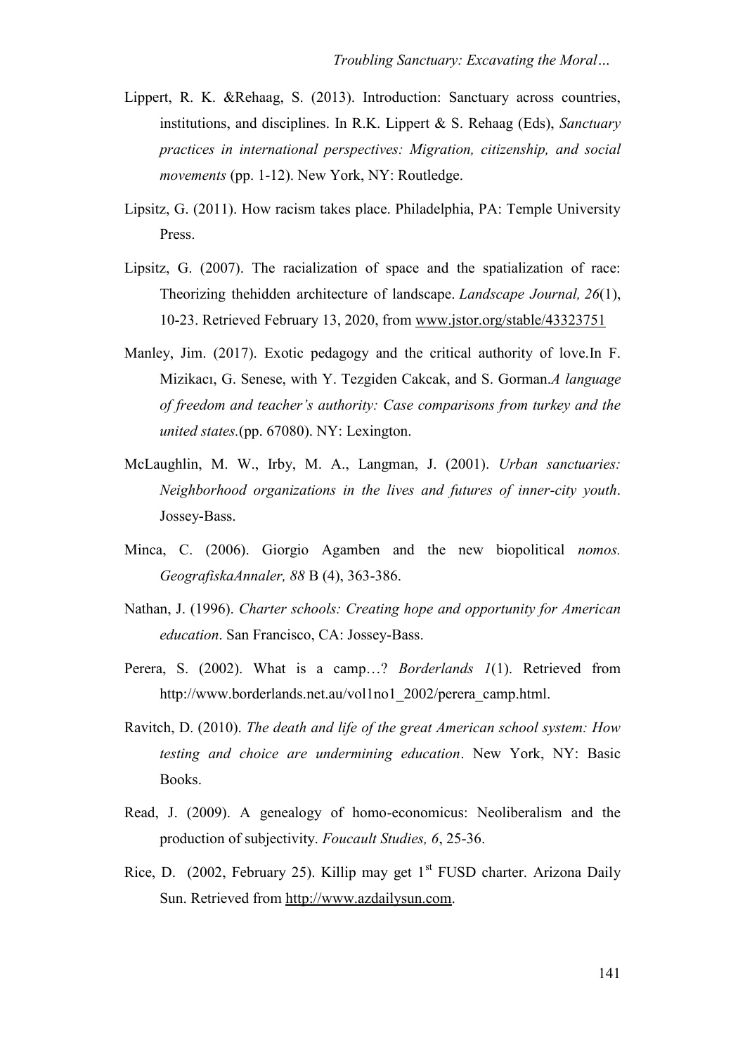Lippert, R. K. &Rehaag, S. (2013). Introduction: Sanctuary across countries, institutions, and disciplines. In R.K. Lippert & S. Rehaag (Eds), *Sanctuary practices in international perspectives: Migration, citizenship, and social movements* (pp. 1-12). New York, NY: Routledge.

Lipsitz, G. (2011). How racism takes place. Philadelphia, PA: Temple University Press.

Lipsitz, G. (2007). The racialization of space and the spatialization of race: Theorizing thehidden architecture of landscape. *Landscape Journal, 26*(1), 10-23. Retrieved February 13, 2020, from www.jstor.org/stable/43323751

Manley, Jim. (2017). Exotic pedagogy and the critical authority of love.In F. Mizikacı, G. Senese, with Y. Tezgiden Cakcak, and S. Gorman.*A language of freedom and teacher's authority: Case comparisons from turkey and the united states.*(pp. 67080). NY: Lexington.

McLaughlin, M. W., Irby, M. A., Langman, J. (2001). *Urban sanctuaries: Neighborhood organizations in the lives and futures of inner-city youth*. Jossey-Bass.

Minca, C. (2006). Giorgio Agamben and the new biopolitical *nomos. GeografiskaAnnaler, 88* B (4), 363-386.

Nathan, J. (1996). *Charter schools: Creating hope and opportunity for American education*. San Francisco, CA: Jossey-Bass.

Perera, S. (2002). What is a camp…? *Borderlands 1*(1). Retrieved from http://www.borderlands.net.au/vol1no1_2002/perera_camp.html.

Ravitch, D. (2010). *The death and life of the great American school system: How testing and choice are undermining education*. New York, NY: Basic Books.

Read, J. (2009). A genealogy of homo-economicus: Neoliberalism and the production of subjectivity. *Foucault Studies, 6*, 25-36.

Rice, D. (2002, February 25). Killip may get 1st FUSD charter. Arizona Daily Sun. Retrieved from http://www.azdailysun.com.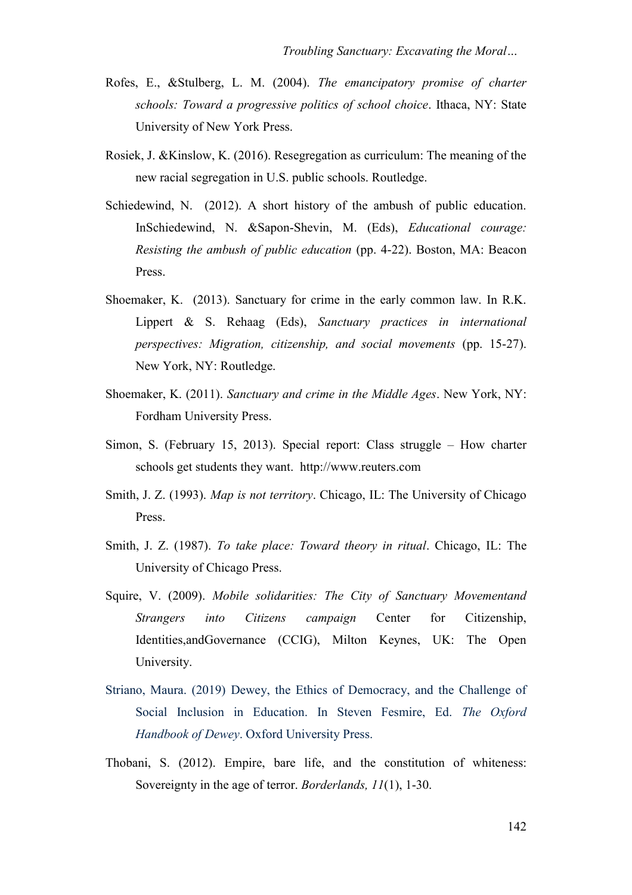Rofes, E., &Stulberg, L. M. (2004). *The emancipatory promise of charter schools: Toward a progressive politics of school choice*. Ithaca, NY: State University of New York Press.

Rosiek, J. &Kinslow, K. (2016). Resegregation as curriculum: The meaning of the new racial segregation in U.S. public schools. Routledge.

Schiedewind, N. (2012). A short history of the ambush of public education. InSchiedewind, N. &Sapon-Shevin, M. (Eds), *Educational courage: Resisting the ambush of public education* (pp. 4-22). Boston, MA: Beacon Press.

Shoemaker, K. (2013). Sanctuary for crime in the early common law. In R.K. Lippert & S. Rehaag (Eds), *Sanctuary practices in international perspectives: Migration, citizenship, and social movements* (pp. 15-27). New York, NY: Routledge.

Shoemaker, K. (2011). *Sanctuary and crime in the Middle Ages*. New York, NY: Fordham University Press.

Simon, S. (February 15, 2013). Special report: Class struggle – How charter schools get students they want. http://www.reuters.com

Smith, J. Z. (1993). *Map is not territory*. Chicago, IL: The University of Chicago Press.

Smith, J. Z. (1987). *To take place: Toward theory in ritual*. Chicago, IL: The University of Chicago Press.

Squire, V. (2009). *Mobile solidarities: The City of Sanctuary Movementand Strangers into Citizens campaign* Center for Citizenship, Identities,andGovernance (CCIG), Milton Keynes, UK: The Open University.

Striano, Maura. (2019) Dewey, the Ethics of Democracy, and the Challenge of Social Inclusion in Education. In Steven Fesmire, Ed. *The Oxford Handbook of Dewey*. Oxford University Press.

Thobani, S. (2012). Empire, bare life, and the constitution of whiteness: Sovereignty in the age of terror. *Borderlands, 11*(1), 1-30.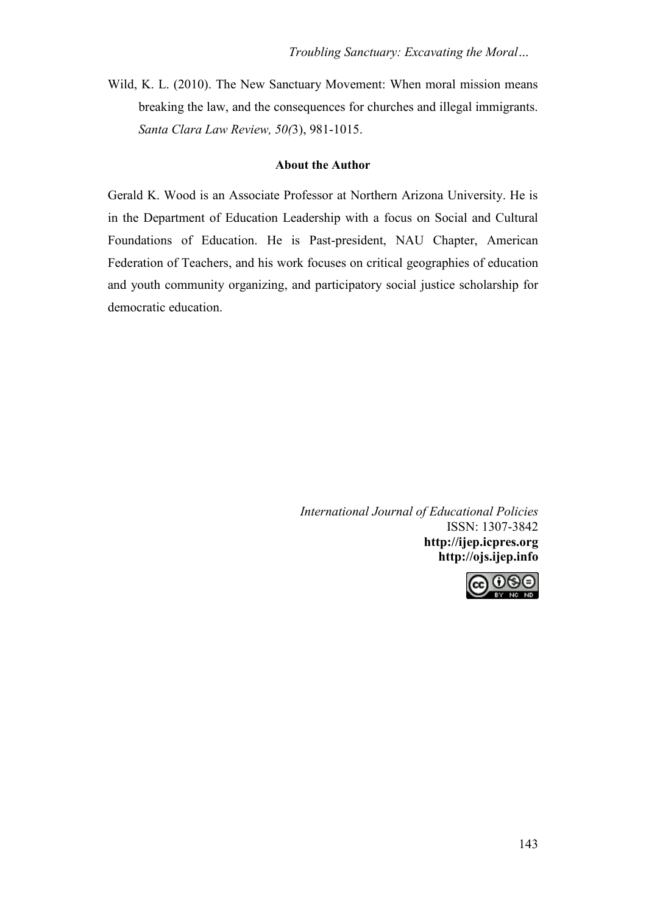Wild, K. L. (2010). The New Sanctuary Movement: When moral mission means breaking the law, and the consequences for churches and illegal immigrants. *Santa Clara Law Review, 50(*3), 981-1015.

**About the Author**

Gerald K. Wood is an Associate Professor at Northern Arizona University. He is in the Department of Education Leadership with a focus on Social and Cultural Foundations of Education. He is Past-president, NAU Chapter, American Federation of Teachers, and his work focuses on critical geographies of education and youth community organizing, and participatory social justice scholarship for democratic education.

*International Journal of Educational Policies*
ISSN: 1307-3842
**http://ijep.icpres.org**
**http://ojs.ijep.info**